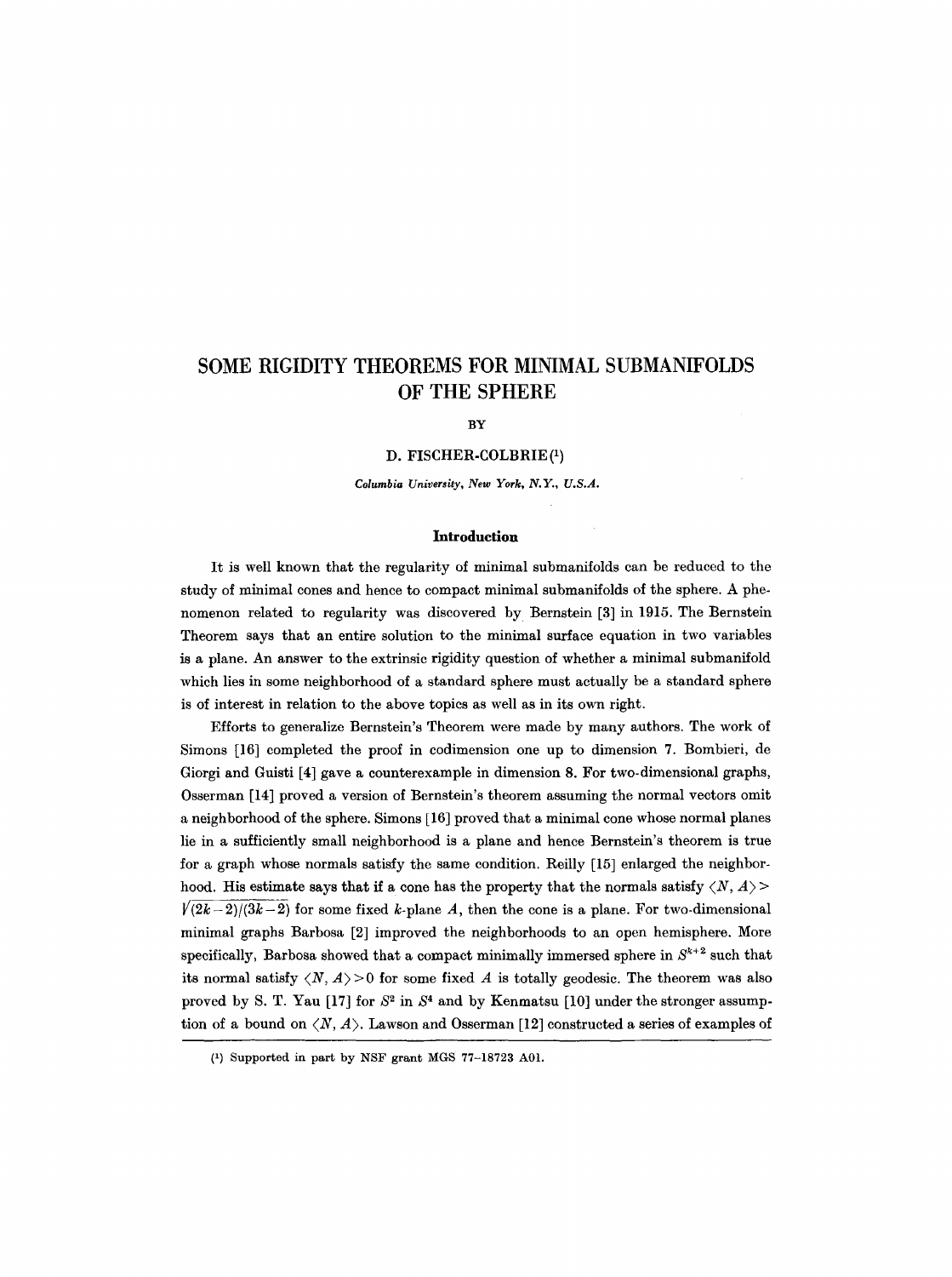# SOME RIGIDITY THEOREMS FOR MINIMAL SUBMANIFOLDS OF THE SPHERE

BY

D. FISCHER-COLBRIE[1]

*Columbia University, New York, N.Y., U.S.A.*

## Introduction

It is well known that the regularity of minimal submanifolds can be reduced to the study of minimal cones and hence to compact minimal submanifolds of the sphere. A phenomenon related to regularity was discovered by Bernstein [3] in 1915. The Bernstein Theorem says that an entire solution to the minimal surface equation in two variables is a plane. An answer to the extrinsic rigidity question of whether a minimal submanifold which lies in some neighborhood of a standard sphere must actually be a standard sphere is of interest in relation to the above topics as well as in its own right.

Efforts to generalize Bernstein's Theorem were made by many authors. The work of Simons [16] completed the proof in codimension one up to dimension 7. Bombieri, de Giorgi and Guisti [4] gave a counterexample in dimension 8. For two-dimensional graphs, Osserman [14] proved a version of Bernstein's theorem assuming the normal vectors omit a neighborhood of the sphere. Simons [16] proved that a minimal cone whose normal planes lie in a sufficiently small neighborhood is a plane and hence Bernstein's theorem is true for a graph whose normals satisfy the same condition. Reilly [15] enlarged the neighborhood. His estimate says that if a cone has the property that the normals satisfy $\langle N, A\rangle > \sqrt{(2k-2)/(3k-2)}$ for some fixed $k$-plane $A$, then the cone is a plane. For two-dimensional minimal graphs Barbosa [2] improved the neighborhoods to an open hemisphere. More specifically, Barbosa showed that a compact minimally immersed sphere in $S^{k+2}$ such that its normal satisfy $\langle N, A\rangle > 0$ for some fixed $A$ is totally geodesic. The theorem was also proved by S. T. Yau [17] for $S^2$ in $S^4$ and by Kenmatsu [10] under the stronger assumption of a bound on $\langle N, A\rangle$. Lawson and Osserman [12] constructed a series of examples of

[1] Supported in part by NSF grant MGS 77-18723 A01.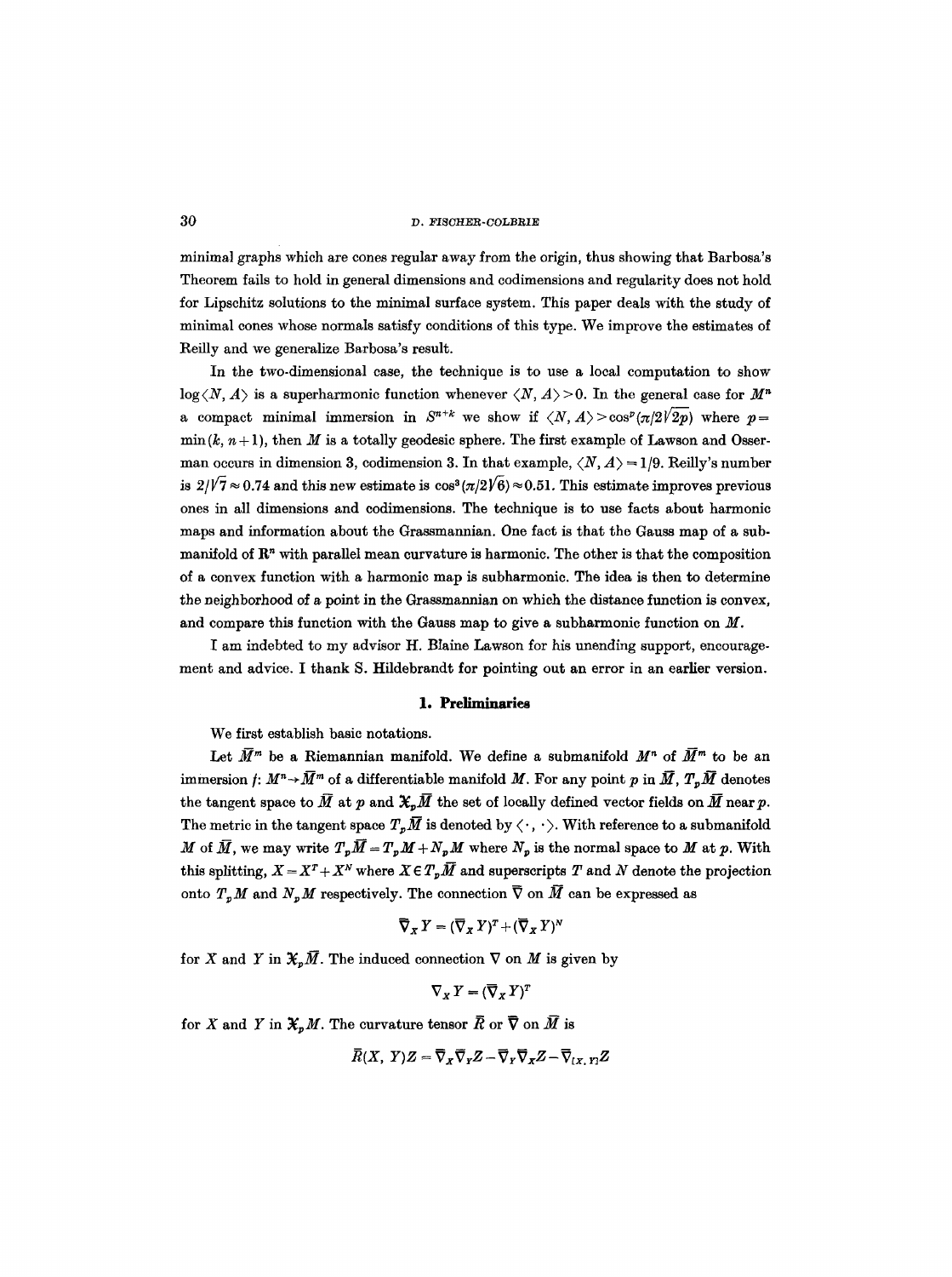minimal graphs which are cones regular away from the origin, thus showing that Barbosa's Theorem fails to hold in general dimensions and codimensions and regularity does not hold for Lipschitz solutions to the minimal surface system. This paper deals with the study of minimal cones whose normals satisfy conditions of this type. We improve the estimates of Reilly and we generalize Barbosa's result.

In the two-dimensional case, the technique is to use a local computation to show $\log\langle N, A\rangle$ is a superharmonic function whenever $\langle N, A\rangle > 0$. In the general case for $M^n$ a compact minimal immersion in $S^{n+k}$ we show if $\langle N, A\rangle > \cos^p(\pi/2\sqrt{2p})$ where $p = \min(k, n+1)$, then $M$ is a totally geodesic sphere. The first example of Lawson and Osserman occurs in dimension 3, codimension 3. In that example, $\langle N, A\rangle = 1/9$. Reilly's number is $2/\sqrt{7} \approx 0.74$ and this new estimate is $\cos^3(\pi/2\sqrt{6}) \approx 0.51$. This estimate improves previous ones in all dimensions and codimensions. The technique is to use facts about harmonic maps and information about the Grassmannian. One fact is that the Gauss map of a submanifold of $\mathbf{R}^n$ with parallel mean curvature is harmonic. The other is that the composition of a convex function with a harmonic map is subharmonic. The idea is then to determine the neighborhood of a point in the Grassmannian on which the distance function is convex, and compare this function with the Gauss map to give a subharmonic function on $M$.

I am indebted to my advisor H. Blaine Lawson for his unending support, encouragement and advice. I thank S. Hildebrandt for pointing out an error in an earlier version.

## 1. Preliminaries

We first establish basic notations.

Let $\bar{M}^m$ be a Riemannian manifold. We define a submanifold $M^n$ of $\bar{M}^m$ to be an immersion $f: M^n \to \bar{M}^m$ of a differentiable manifold $M$. For any point $p$ in $\bar{M}$, $T_p\bar{M}$ denotes the tangent space to $\bar{M}$ at $p$ and $\mathfrak{X}_p\bar{M}$ the set of locally defined vector fields on $\bar{M}$ near $p$. The metric in the tangent space $T_p\bar{M}$ is denoted by $\langle \cdot, \cdot \rangle$. With reference to a submanifold $M$ of $\bar{M}$, we may write $T_p\bar{M} = T_pM + N_pM$ where $N_p$ is the normal space to $M$ at $p$. With this splitting, $X = X^T + X^N$ where $X \in T_p\bar{M}$ and superscripts $T$ and $N$ denote the projection onto $T_pM$ and $N_pM$ respectively. The connection $\bar{\nabla}$ on $\bar{M}$ can be expressed as

$$\bar{\nabla}_X Y = (\bar{\nabla}_X Y)^T + (\bar{\nabla}_X Y)^N$$

for $X$ and $Y$ in $\mathfrak{X}_p\bar{M}$. The induced connection $\nabla$ on $M$ is given by

$$\nabla_X Y = (\bar{\nabla}_X Y)^T$$

for $X$ and $Y$ in $\mathfrak{X}_pM$. The curvature tensor $\bar{R}$ or $\bar{\nabla}$ on $\bar{M}$ is

$$\bar{R}(X, Y)Z = \bar{\nabla}_X\bar{\nabla}_Y Z - \bar{\nabla}_Y\bar{\nabla}_X Z - \bar{\nabla}_{[X, Y]}Z$$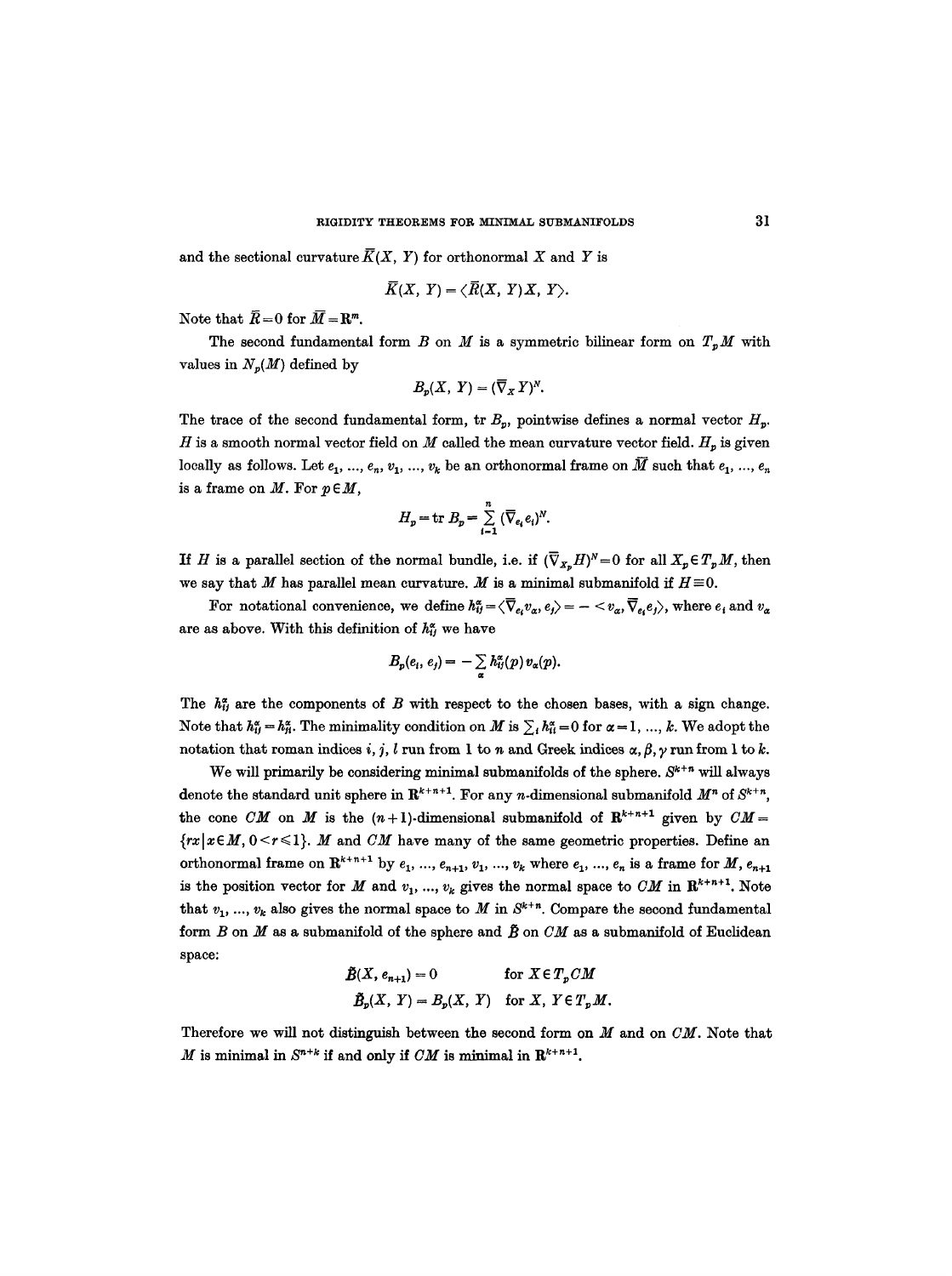and the sectional curvature $\bar{K}(X, Y)$ for orthonormal $X$ and $Y$ is

$$\bar{K}(X, Y) = \langle \bar{R}(X, Y)X, Y \rangle.$$

Note that $\bar{R}=0$ for $\bar{M}=\mathbf{R}^m$.

The second fundamental form $B$ on $M$ is a symmetric bilinear form on $T_pM$ with values in $N_p(M)$ defined by

$$B_p(X, Y) = (\bar{\nabla}_X Y)^N.$$

The trace of the second fundamental form, tr $B_p$, pointwise defines a normal vector $H_p$. $H$ is a smooth normal vector field on $M$ called the mean curvature vector field. $H_p$ is given locally as follows. Let $e_1, ..., e_n, v_1, ..., v_k$ be an orthonormal frame on $\bar{M}$ such that $e_1, ..., e_n$ is a frame on $M$. For $p \in M$,

$$H_p = \operatorname{tr} B_p = \sum_{i=1}^{n} (\bar{\nabla}_{e_i} e_i)^N.$$

If $H$ is a parallel section of the normal bundle, i.e. if $(\bar{\nabla}_{X_p} H)^N = 0$ for all $X_p \in T_pM$, then we say that $M$ has parallel mean curvature. $M$ is a minimal submanifold if $H \equiv 0$.

For notational convenience, we define $h_{ij}^{\alpha} = \langle \bar{\nabla}_{e_i} v_\alpha, e_j \rangle = -\langle v_\alpha, \bar{\nabla}_{e_i} e_j \rangle$, where $e_i$ and $v_\alpha$ are as above. With this definition of $h_{ij}^{\alpha}$ we have

$$B_p(e_i, e_j) = -\sum_{\alpha} h_{ij}^{\alpha}(p)\, v_\alpha(p).$$

The $h_{ij}^{\alpha}$ are the components of $B$ with respect to the chosen bases, with a sign change. Note that $h_{ij}^{\alpha} = h_{ji}^{\alpha}$. The minimality condition on $M$ is $\sum_i h_{ii}^{\alpha} = 0$ for $\alpha = 1, ..., k$. We adopt the notation that roman indices $i, j, l$ run from 1 to $n$ and Greek indices $\alpha, \beta, \gamma$ run from 1 to $k$.

We will primarily be considering minimal submanifolds of the sphere. $S^{k+n}$ will always denote the standard unit sphere in $\mathbf{R}^{k+n+1}$. For any $n$-dimensional submanifold $M^n$ of $S^{k+n}$, the cone $CM$ on $M$ is the $(n+1)$-dimensional submanifold of $\mathbf{R}^{k+n+1}$ given by $CM = \{rx \mid x \in M, 0 < r \leqslant 1\}$. $M$ and $CM$ have many of the same geometric properties. Define an orthonormal frame on $\mathbf{R}^{k+n+1}$ by $e_1, ..., e_{n+1}, v_1, ..., v_k$ where $e_1, ..., e_n$ is a frame for $M$, $e_{n+1}$ is the position vector for $M$ and $v_1, ..., v_k$ gives the normal space to $CM$ in $\mathbf{R}^{k+n+1}$. Note that $v_1, ..., v_k$ also gives the normal space to $M$ in $S^{k+n}$. Compare the second fundamental form $B$ on $M$ as a submanifold of the sphere and $\tilde{B}$ on $CM$ as a submanifold of Euclidean space:

$$\tilde{B}(X, e_{n+1}) = 0 \qquad \text{for } X \in T_pCM$$

$$\tilde{B}_p(X, Y) = B_p(X, Y) \quad \text{for } X, Y \in T_pM.$$

Therefore we will not distinguish between the second form on $M$ and on $CM$. Note that $M$ is minimal in $S^{n+k}$ if and only if $CM$ is minimal in $\mathbf{R}^{k+n+1}$.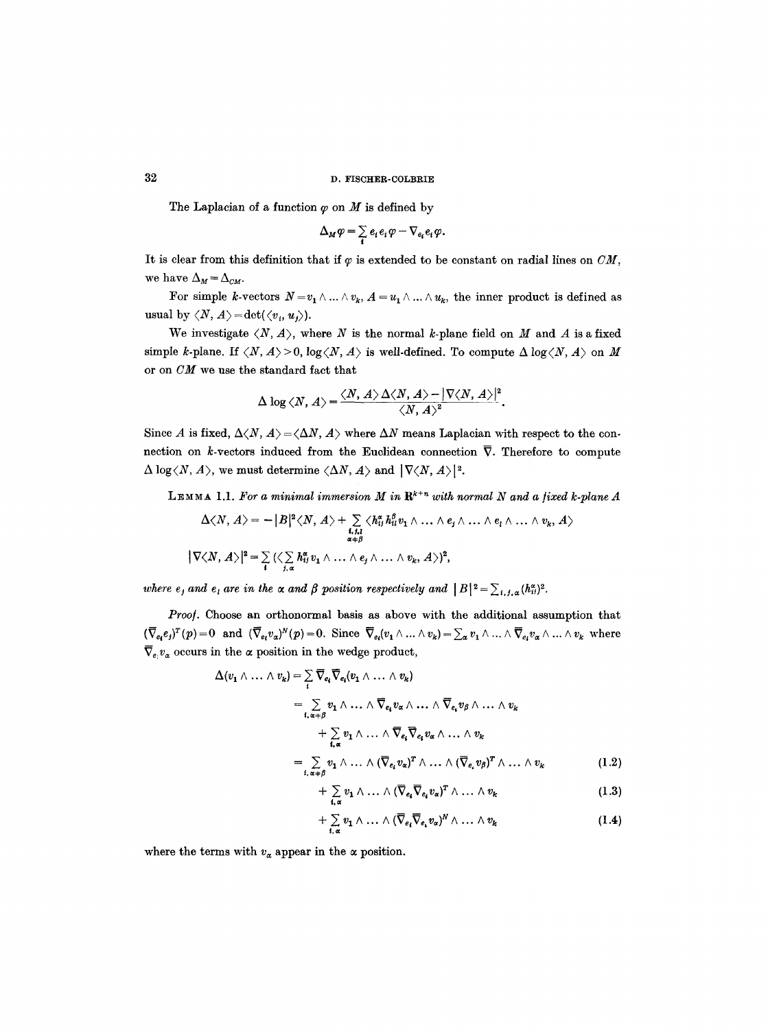The Laplacian of a function $\varphi$ on $M$ is defined by

$$\Delta_M \varphi = \sum_i e_i e_i \varphi - \nabla_{e_i} e_i \varphi.$$

It is clear from this definition that if $\varphi$ is extended to be constant on radial lines on $CM$, we have $\Delta_M = \Delta_{CM}$.

For simple $k$-vectors $N = v_1 \wedge \ldots \wedge v_k$, $A = u_1 \wedge \ldots \wedge u_k$, the inner product is defined as usual by $\langle N, A \rangle = \det(\langle v_i, u_j \rangle)$.

We investigate $\langle N, A \rangle$, where $N$ is the normal $k$-plane field on $M$ and $A$ is a fixed simple $k$-plane. If $\langle N, A \rangle > 0$, $\log \langle N, A \rangle$ is well-defined. To compute $\Delta \log \langle N, A \rangle$ on $M$ or on $CM$ we use the standard fact that

$$\Delta \log \langle N, A \rangle = \frac{\langle N, A \rangle \Delta \langle N, A \rangle - |\nabla \langle N, A \rangle|^2}{\langle N, A \rangle^2}.$$

Since $A$ is fixed, $\Delta \langle N, A \rangle = \langle \Delta N, A \rangle$ where $\Delta N$ means Laplacian with respect to the connection on $k$-vectors induced from the Euclidean connection $\overline{\nabla}$. Therefore to compute $\Delta \log \langle N, A \rangle$, we must determine $\langle \Delta N, A \rangle$ and $|\nabla \langle N, A \rangle|^2$.

**Lemma 1.1.** *For a minimal immersion $M$ in $\mathbf{R}^{k+n}$ with normal $N$ and a fixed $k$-plane $A$*

$$\Delta \langle N, A \rangle = -|B|^2 \langle N, A \rangle + \sum_{\substack{i,j,l \\ \alpha \neq \beta}} \langle h_{ij}^\alpha h_{il}^\beta v_1 \wedge \ldots \wedge e_j \wedge \ldots \wedge e_l \wedge \ldots \wedge v_k, A \rangle$$

$$|\nabla \langle N, A \rangle|^2 = \sum_i \Big( \langle \sum_{j,\alpha} h_{ij}^\alpha v_1 \wedge \ldots \wedge e_j \wedge \ldots \wedge v_k, A \rangle \Big)^2,$$

*where $e_j$ and $e_l$ are in the $\alpha$ and $\beta$ position respectively and $|B|^2 = \sum_{i,j,\alpha} (h_{ij}^\alpha)^2$.*

*Proof.* Choose an orthonormal basis as above with the additional assumption that $(\overline{\nabla}_{e_i} e_j)^T(p) = 0$ and $(\overline{\nabla}_{e_i} v_\alpha)^N(p) = 0$. Since $\overline{\nabla}_{e_i}(v_1 \wedge \ldots \wedge v_k) = \sum_\alpha v_1 \wedge \ldots \wedge \overline{\nabla}_{e_i} v_\alpha \wedge \ldots \wedge v_k$ where $\overline{\nabla}_{e_i} v_\alpha$ occurs in the $\alpha$ position in the wedge product,

$$\begin{aligned}
\Delta(v_1 \wedge \ldots \wedge v_k) &= \sum_i \overline{\nabla}_{e_i} \overline{\nabla}_{e_i} (v_1 \wedge \ldots \wedge v_k) \\
&= \sum_{i, \alpha \neq \beta} v_1 \wedge \ldots \wedge \overline{\nabla}_{e_i} v_\alpha \wedge \ldots \wedge \overline{\nabla}_{e_i} v_\beta \wedge \ldots \wedge v_k \\
&\quad + \sum_{i,\alpha} v_1 \wedge \ldots \wedge \overline{\nabla}_{e_i} \overline{\nabla}_{e_i} v_\alpha \wedge \ldots \wedge v_k \\
&= \sum_{i, \alpha \neq \beta} v_1 \wedge \ldots \wedge (\overline{\nabla}_{e_i} v_\alpha)^T \wedge \ldots \wedge (\overline{\nabla}_{e_i} v_\beta)^T \wedge \ldots \wedge v_k \qquad (1.2) \\
&\quad + \sum_{i,\alpha} v_1 \wedge \ldots \wedge (\overline{\nabla}_{e_i} \overline{\nabla}_{e_i} v_\alpha)^T \wedge \ldots \wedge v_k \qquad (1.3) \\
&\quad + \sum_{i,\alpha} v_1 \wedge \ldots \wedge (\overline{\nabla}_{e_i} \overline{\nabla}_{e_i} v_\alpha)^N \wedge \ldots \wedge v_k \qquad (1.4)
\end{aligned}$$

where the terms with $v_\alpha$ appear in the $\alpha$ position.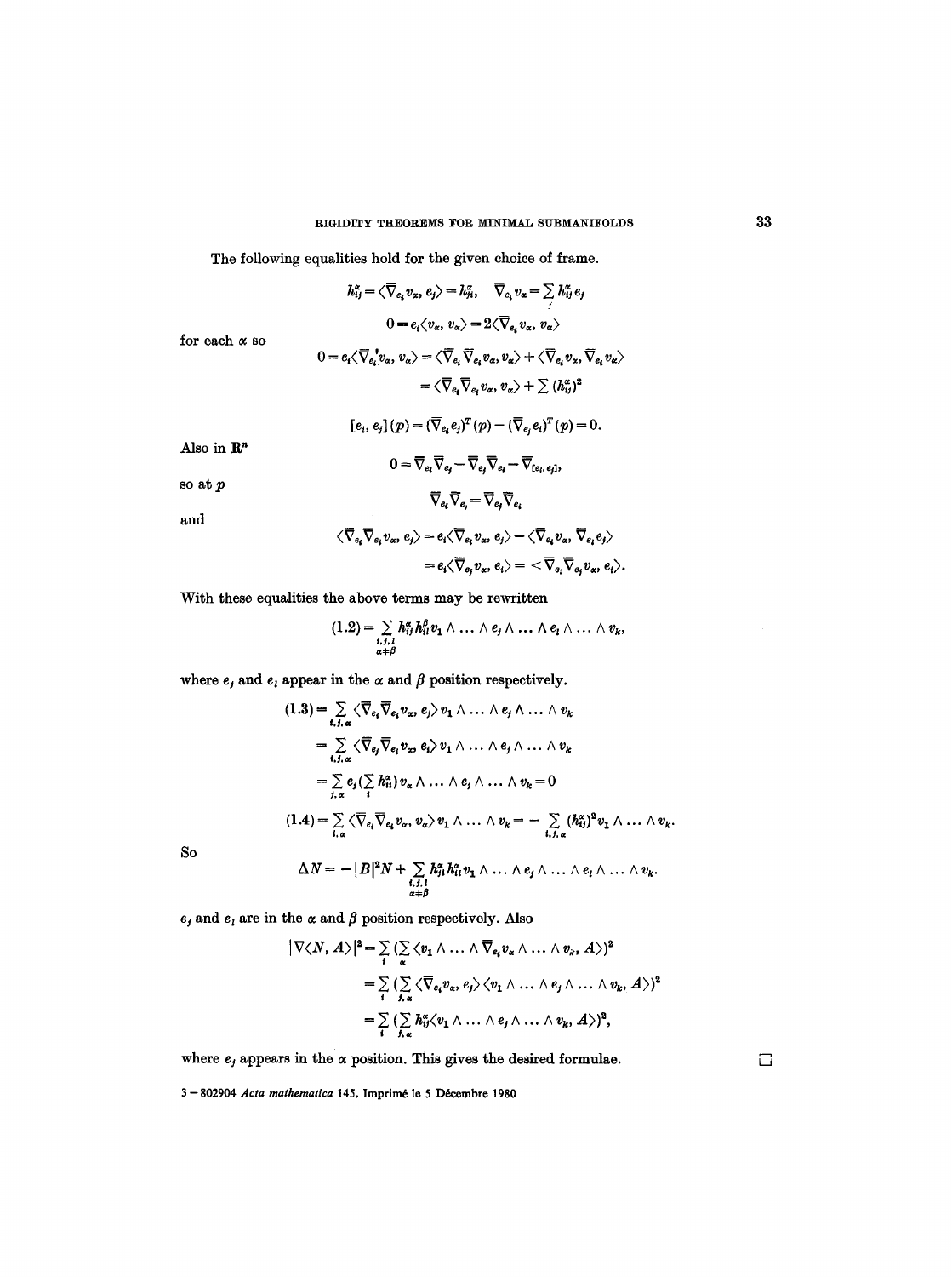The following equalities hold for the given choice of frame.

$$h_{ij}^{\alpha} = \langle \bar\nabla_{e_i} v_\alpha, e_j\rangle = h_{ji}^{\alpha}, \quad \bar\nabla_{e_i} v_\alpha = \sum h_{ij}^{\alpha} e_j$$

$$0 = e_i \langle v_\alpha, v_\alpha\rangle = 2\langle \bar\nabla_{e_i} v_\alpha, v_\alpha\rangle$$

for each $\alpha$ so

$$0 = e_i \langle \bar\nabla_{e_i} v_\alpha, v_\alpha\rangle = \langle \bar\nabla_{e_i} \bar\nabla_{e_i} v_\alpha, v_\alpha\rangle + \langle \bar\nabla_{e_i} v_\alpha, \bar\nabla_{e_i} v_\alpha\rangle$$
$$= \langle \bar\nabla_{e_i} \bar\nabla_{e_i} v_\alpha, v_\alpha\rangle + \sum (h_{ij}^{\alpha})^2$$

$$[e_i, e_j](p) = (\bar\nabla_{e_i} e_j)^T(p) - (\bar\nabla_{e_j} e_i)^T(p) = 0.$$

Also in $\mathbf{R}^n$

$$0 = \bar\nabla_{e_i}\bar\nabla_{e_j} - \bar\nabla_{e_j}\bar\nabla_{e_i} - \bar\nabla_{[e_i, e_j]},$$

so at $p$

$$\bar\nabla_{e_i}\bar\nabla_{e_j} = \bar\nabla_{e_j}\bar\nabla_{e_i}$$

and

$$\langle \bar\nabla_{e_i}\bar\nabla_{e_i} v_\alpha, e_j\rangle = e_i \langle \bar\nabla_{e_i} v_\alpha, e_j\rangle - \langle \bar\nabla_{e_i} v_\alpha, \bar\nabla_{e_i} e_j\rangle$$
$$= e_i \langle \bar\nabla_{e_j} v_\alpha, e_i\rangle = \langle \bar\nabla_{e_i}\bar\nabla_{e_j} v_\alpha, e_i\rangle.$$

With these equalities the above terms may be rewritten

$$(1.2) = \sum_{\substack{i,j,l\\ \alpha\neq\beta}} h_{ij}^{\alpha} h_{il}^{\beta} v_1 \wedge \ldots \wedge e_j \wedge \ldots \wedge e_l \wedge \ldots \wedge v_k,$$

where $e_j$ and $e_l$ appear in the $\alpha$ and $\beta$ position respectively.

$$(1.3) = \sum_{i,j,\alpha} \langle \bar\nabla_{e_i}\bar\nabla_{e_i} v_\alpha, e_j\rangle v_1 \wedge \ldots \wedge e_j \wedge \ldots \wedge v_k$$
$$= \sum_{i,j,\alpha} \langle \bar\nabla_{e_j}\bar\nabla_{e_i} v_\alpha, e_i\rangle v_1 \wedge \ldots \wedge e_j \wedge \ldots \wedge v_k$$
$$= \sum_{j,\alpha} e_j\Big(\sum_i h_{ii}^{\alpha}\Big) v_\alpha \wedge \ldots \wedge e_j \wedge \ldots \wedge v_k = 0$$

$$(1.4) = \sum_{i,\alpha} \langle \bar\nabla_{e_i}\bar\nabla_{e_i} v_\alpha, v_\alpha\rangle v_1 \wedge \ldots \wedge v_k = -\sum_{i,j,\alpha} (h_{ij}^{\alpha})^2 v_1 \wedge \ldots \wedge v_k.$$

So

$$\Delta N = -|B|^2 N + \sum_{\substack{i,j,l\\ \alpha\neq\beta}} h_{ji}^{\alpha} h_{il}^{\alpha} v_1 \wedge \ldots \wedge e_j \wedge \ldots \wedge e_l \wedge \ldots \wedge v_k.$$

$e_j$ and $e_l$ are in the $\alpha$ and $\beta$ position respectively. Also

$$|\nabla\langle N, A\rangle|^2 = \sum_i \Big(\sum_\alpha \langle v_1 \wedge \ldots \wedge \bar\nabla_{e_i} v_\alpha \wedge \ldots \wedge v_\kappa, A\rangle\Big)^2$$
$$= \sum_i \Big(\sum_{j,\alpha} \langle \bar\nabla_{e_i} v_\alpha, e_j\rangle \langle v_1 \wedge \ldots \wedge e_j \wedge \ldots \wedge v_k, A\rangle\Big)^2$$
$$= \sum_i \Big(\sum_{j,\alpha} h_{ij}^{\alpha} \langle v_1 \wedge \ldots \wedge e_j \wedge \ldots \wedge v_k, A\rangle\Big)^2,$$

where $e_j$ appears in the $\alpha$ position. This gives the desired formulae. □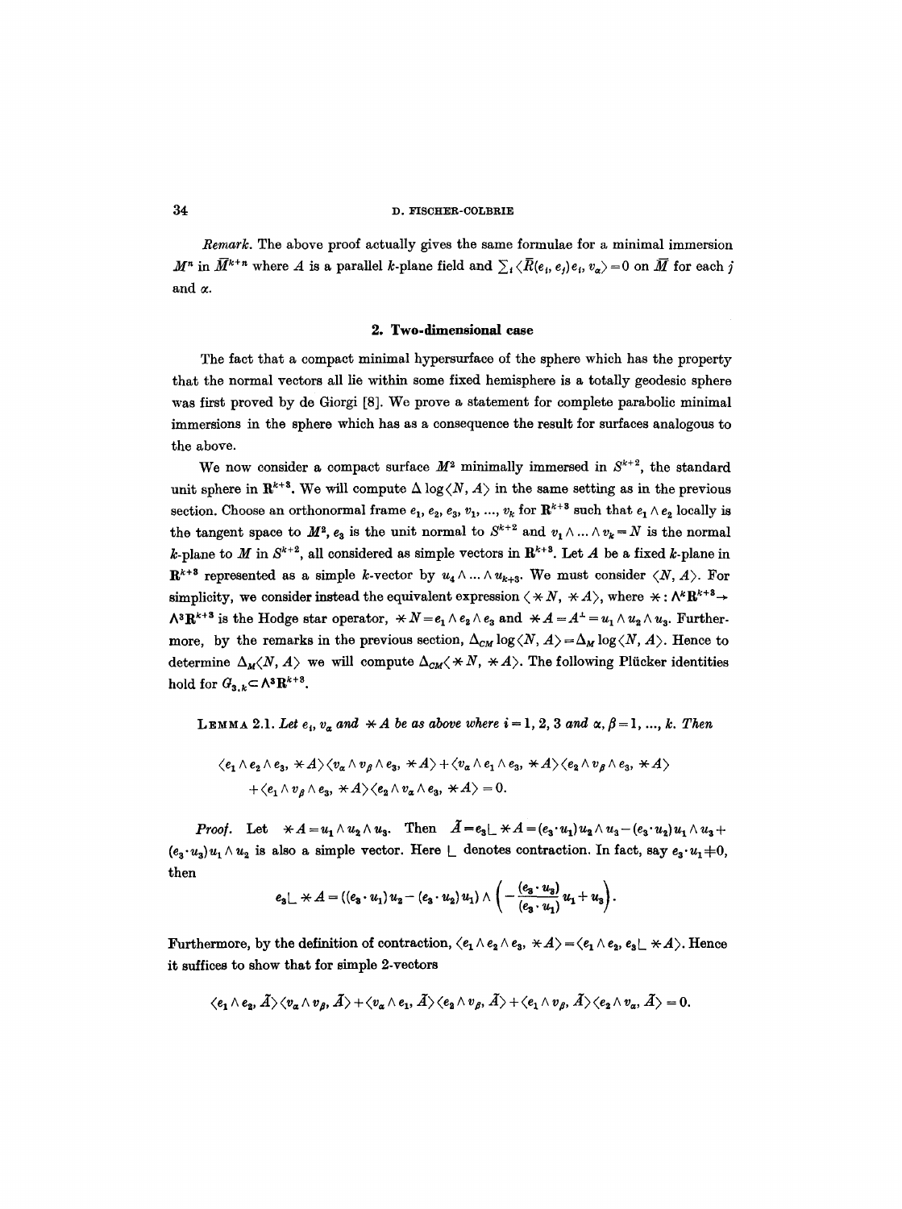*Remark.* The above proof actually gives the same formulae for a minimal immersion $M^n$ in $\bar{M}^{k+n}$ where $A$ is a parallel $k$-plane field and $\sum_i \langle \bar{R}(e_i, e_j)e_i, v_\alpha\rangle = 0$ on $\bar{M}$ for each $j$ and $\alpha$.

## 2. Two-dimensional case

The fact that a compact minimal hypersurface of the sphere which has the property that the normal vectors all lie within some fixed hemisphere is a totally geodesic sphere was first proved by de Giorgi [8]. We prove a statement for complete parabolic minimal immersions in the sphere which has as a consequence the result for surfaces analogous to the above.

We now consider a compact surface $M^2$ minimally immersed in $S^{k+2}$, the standard unit sphere in $\mathbf{R}^{k+3}$. We will compute $\Delta \log\langle N, A\rangle$ in the same setting as in the previous section. Choose an orthonormal frame $e_1, e_2, e_3, v_1, \ldots, v_k$ for $\mathbf{R}^{k+3}$ such that $e_1 \wedge e_2$ locally is the tangent space to $M^2$, $e_3$ is the unit normal to $S^{k+2}$ and $v_1 \wedge \ldots \wedge v_k = N$ is the normal $k$-plane to $M$ in $S^{k+2}$, all considered as simple vectors in $\mathbf{R}^{k+3}$. Let $A$ be a fixed $k$-plane in $\mathbf{R}^{k+3}$ represented as a simple $k$-vector by $u_4 \wedge \ldots \wedge u_{k+3}$. We must consider $\langle N, A\rangle$. For simplicity, we consider instead the equivalent expression $\langle * N, * A\rangle$, where $* : \Lambda^k \mathbf{R}^{k+3} \to \Lambda^3 \mathbf{R}^{k+3}$ is the Hodge star operator, $*N = e_1 \wedge e_2 \wedge e_3$ and $*A = A^\perp = u_1 \wedge u_2 \wedge u_3$. Furthermore, by the remarks in the previous section, $\Delta_{CM} \log\langle N, A\rangle = \Delta_M \log\langle N, A\rangle$. Hence to determine $\Delta_M\langle N, A\rangle$ we will compute $\Delta_{CM}\langle * N, * A\rangle$. The following Plücker identities hold for $G_{3,k} \subset \Lambda^3 \mathbf{R}^{k+3}$.

**Lemma 2.1.** *Let $e_i$, $v_\alpha$ and $*A$ be as above where $i = 1, 2, 3$ and $\alpha, \beta = 1, \ldots, k$. Then*

$$\langle e_1 \wedge e_2 \wedge e_3, *A\rangle \langle v_\alpha \wedge v_\beta \wedge e_3, *A\rangle + \langle v_\alpha \wedge e_1 \wedge e_3, *A\rangle \langle e_2 \wedge v_\beta \wedge e_3, *A\rangle$$
$$+ \langle e_1 \wedge v_\beta \wedge e_3, *A\rangle \langle e_2 \wedge v_\alpha \wedge e_3, *A\rangle = 0.$$

*Proof.* Let $*A = u_1 \wedge u_2 \wedge u_3$. Then $\tilde{A} = e_3 \llcorner *A = (e_3 \cdot u_1) u_2 \wedge u_3 - (e_3 \cdot u_2) u_1 \wedge u_3 + (e_3 \cdot u_3) u_1 \wedge u_2$ is also a simple vector. Here $\llcorner$ denotes contraction. In fact, say $e_3 \cdot u_1 \neq 0$, then

$$e_3 \llcorner *A = ((e_3 \cdot u_1) u_2 - (e_3 \cdot u_2) u_1) \wedge \left( -\frac{(e_3 \cdot u_3)}{(e_3 \cdot u_1)} u_1 + u_3 \right).$$

Furthermore, by the definition of contraction, $\langle e_1 \wedge e_2 \wedge e_3, *A\rangle = \langle e_1 \wedge e_2, e_3 \llcorner *A\rangle$. Hence it suffices to show that for simple 2-vectors

$$\langle e_1 \wedge e_2, \tilde{A}\rangle \langle v_\alpha \wedge v_\beta, \tilde{A}\rangle + \langle v_\alpha \wedge e_1, \tilde{A}\rangle \langle e_2 \wedge v_\beta, \tilde{A}\rangle + \langle e_1 \wedge v_\beta, \tilde{A}\rangle \langle e_2 \wedge v_\alpha, \tilde{A}\rangle = 0.$$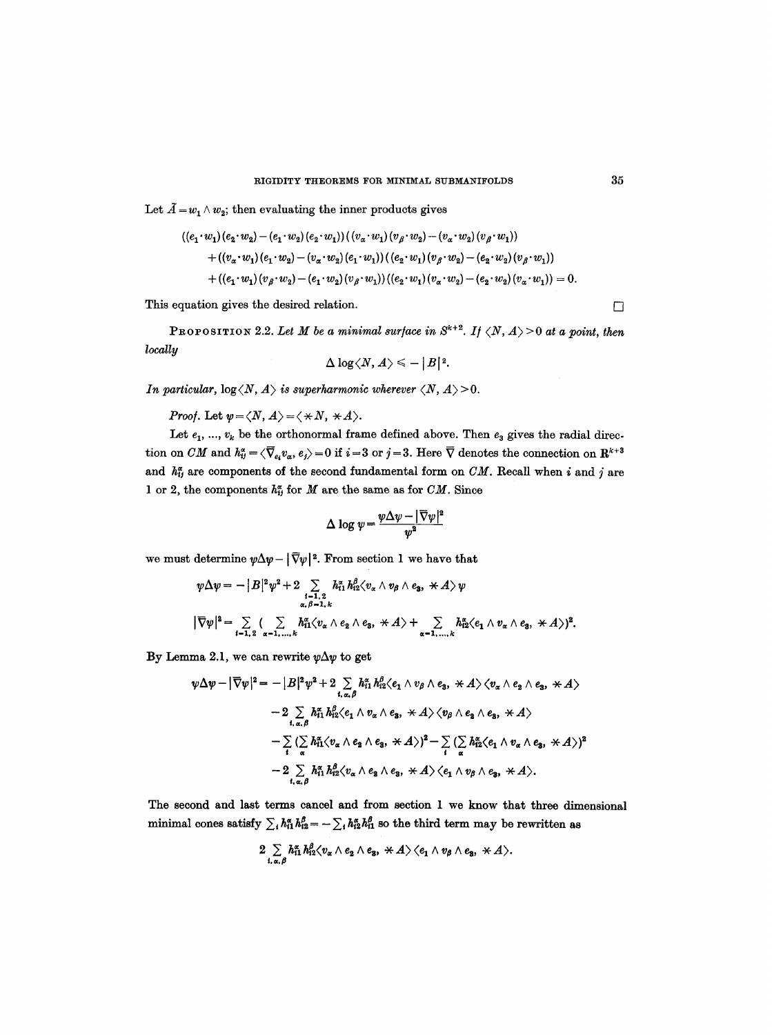Let $\tilde{A} = w_1 \wedge w_2$; then evaluating the inner products gives

$$\begin{aligned}
&((e_1 \cdot w_1)(e_2 \cdot w_2) - (e_1 \cdot w_2)(e_2 \cdot w_1))((v_\alpha \cdot w_1)(v_\beta \cdot w_2) - (v_\alpha \cdot w_2)(v_\beta \cdot w_1)) \\
&+ ((v_\alpha \cdot w_1)(e_1 \cdot w_2) - (v_\alpha \cdot w_2)(e_1 \cdot w_1))((e_2 \cdot w_1)(v_\beta \cdot w_2) - (e_2 \cdot w_2)(v_\beta \cdot w_1)) \\
&+ ((e_1 \cdot w_1)(v_\beta \cdot w_2) - (e_1 \cdot w_2)(v_\beta \cdot w_1))((e_2 \cdot w_1)(v_\alpha \cdot w_2) - (e_2 \cdot w_2)(v_\alpha \cdot w_1)) = 0.
\end{aligned}$$

This equation gives the desired relation. □

**Proposition 2.2.** *Let $M$ be a minimal surface in $S^{k+2}$. If $\langle N, A\rangle > 0$ at a point, then locally*

$$\Delta \log\langle N, A\rangle \leqslant -|B|^2.$$

*In particular, $\log\langle N, A\rangle$ is superharmonic wherever $\langle N, A\rangle > 0$.*

*Proof.* Let $\psi = \langle N, A\rangle = \langle *N, *A\rangle$.

Let $e_1, ..., v_k$ be the orthonormal frame defined above. Then $e_3$ gives the radial direction on $CM$ and $h_{ij}^\alpha = \langle \bar{\nabla}_{e_i} v_\alpha, e_j\rangle = 0$ if $i = 3$ or $j = 3$. Here $\bar{\nabla}$ denotes the connection on $\mathbf{R}^{k+3}$ and $h_{ij}^\alpha$ are components of the second fundamental form on $CM$. Recall when $i$ and $j$ are 1 or 2, the components $h_{ij}^\alpha$ for $M$ are the same as for $CM$. Since

$$\Delta \log \psi = \frac{\psi \Delta \psi - |\bar{\nabla}\psi|^2}{\psi^2}$$

we must determine $\psi\Delta\psi - |\bar{\nabla}\psi|^2$. From section 1 we have that

$$\psi\Delta\psi = -|B|^2\psi^2 + 2\sum_{\substack{i=1,2\\ \alpha,\beta=1,k}} h_{i1}^\alpha h_{i2}^\beta \langle v_\alpha \wedge v_\beta \wedge e_3, *A\rangle \psi$$

$$|\bar{\nabla}\psi|^2 = \sum_{i=1,2} \Big( \sum_{\alpha=1,\dots,k} h_{i1}^\alpha \langle v_\alpha \wedge e_2 \wedge e_3, *A\rangle + \sum_{\alpha=1,\dots,k} h_{i2}^\alpha \langle e_1 \wedge v_\alpha \wedge e_3, *A\rangle\Big)^2.$$

By Lemma 2.1, we can rewrite $\psi\Delta\psi$ to get

$$\begin{aligned}
\psi\Delta\psi - |\bar{\nabla}\psi|^2 = {} & -|B|^2\psi^2 + 2\sum_{i,\alpha,\beta} h_{i1}^\alpha h_{i2}^\beta \langle e_1 \wedge v_\beta \wedge e_3, *A\rangle \langle v_\alpha \wedge e_2 \wedge e_3, *A\rangle \\
& - 2\sum_{i,\alpha,\beta} h_{i1}^\alpha h_{i2}^\beta \langle e_1 \wedge v_\alpha \wedge e_3, *A\rangle \langle v_\beta \wedge e_2 \wedge e_3, *A\rangle \\
& - \sum_i \Big(\sum_\alpha h_{i1}^\alpha \langle v_\alpha \wedge e_2 \wedge e_3, *A\rangle\Big)^2 - \sum_i \Big(\sum_\alpha h_{i2}^\alpha \langle e_1 \wedge v_\alpha \wedge e_3, *A\rangle\Big)^2 \\
& - 2\sum_{i,\alpha,\beta} h_{i1}^\alpha h_{i2}^\beta \langle v_\alpha \wedge e_2 \wedge e_3, *A\rangle \langle e_1 \wedge v_\beta \wedge e_3, *A\rangle.
\end{aligned}$$

The second and last terms cancel and from section 1 we know that three dimensional minimal cones satisfy $\sum_i h_{i1}^\alpha h_{i2}^\beta = -\sum_i h_{i2}^\alpha h_{i1}^\beta$ so the third term may be rewritten as

$$2\sum_{i,\alpha,\beta} h_{i1}^\alpha h_{i2}^\beta \langle v_\alpha \wedge e_2 \wedge e_3, *A\rangle \langle e_1 \wedge v_\beta \wedge e_3, *A\rangle.$$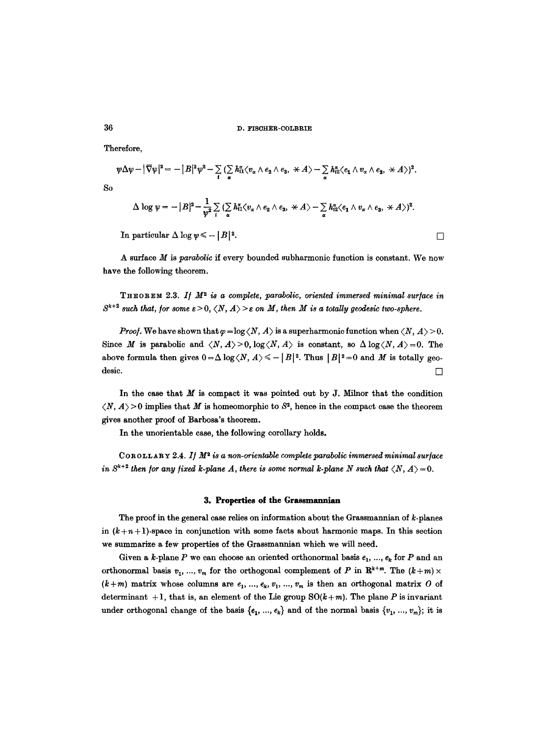Therefore,

$$\psi\Delta\psi - |\bar{\nabla}\psi|^2 = -|B|^2\psi^2 - \sum_i \Big(\sum_\alpha h^\alpha_{i1}\langle v_\alpha \wedge e_2 \wedge e_3, * A\rangle - \sum_\alpha h^\alpha_{i2}\langle e_1 \wedge v_\alpha \wedge e_3, * A\rangle\Big)^2.$$

So

$$\Delta \log \psi = -|B|^2 - \frac{1}{\psi^2}\sum_i \Big(\sum_\alpha h^\alpha_{i1}\langle v_\alpha \wedge e_2 \wedge e_3, * A\rangle - \sum_\alpha h^\alpha_{i2}\langle e_1 \wedge v_\alpha \wedge e_3, * A\rangle\Big)^2.$$

In particular $\Delta \log \psi \leqslant -|B|^2$. □

A surface $M$ is *parabolic* if every bounded subharmonic function is constant. We now have the following theorem.

THEOREM 2.3. *If $M^2$ is a complete, parabolic, oriented immersed minimal surface in $S^{k+2}$ such that, for some $\varepsilon > 0$, $\langle N, A\rangle > \varepsilon$ on $M$, then $M$ is a totally geodesic two-sphere.*

*Proof.* We have shown that $\varphi = \log\langle N, A\rangle$ is a superharmonic function when $\langle N, A\rangle > 0$. Since $M$ is parabolic and $\langle N, A\rangle > 0$, $\log\langle N, A\rangle$ is constant, so $\Delta \log\langle N, A\rangle = 0$. The above formula then gives $0 = \Delta \log\langle N, A\rangle \leqslant -|B|^2$. Thus $|B|^2 = 0$ and $M$ is totally geodesic. □

In the case that $M$ is compact it was pointed out by J. Milnor that the condition $\langle N, A\rangle > 0$ implies that $M$ is homeomorphic to $S^2$, hence in the compact case the theorem gives another proof of Barbosa's theorem.

In the unorientable case, the following corollary holds.

COROLLARY 2.4. *If $M^2$ is a non-orientable complete parabolic immersed minimal surface in $S^{k+2}$ then for any fixed $k$-plane $A$, there is some normal $k$-plane $N$ such that $\langle N, A\rangle = 0$.*

## 3. Properties of the Grassmannian

The proof in the general case relies on information about the Grassmannian of $k$-planes in $(k+n+1)$-space in conjunction with some facts about harmonic maps. In this section we summarize a few properties of the Grassmannian which we will need.

Given a $k$-plane $P$ we can choose an oriented orthonormal basis $e_1, \dots, e_k$ for $P$ and an orthonormal basis $v_1, \dots, v_m$ for the orthogonal complement of $P$ in $\mathbf{R}^{k+m}$. The $(k+m) \times (k+m)$ matrix whose columns are $e_1, \dots, e_k, v_1, \dots, v_m$ is then an orthogonal matrix $O$ of determinant $+1$, that is, an element of the Lie group $SO(k+m)$. The plane $P$ is invariant under orthogonal change of the basis $\{e_1, \dots, e_k\}$ and of the normal basis $\{v_1, \dots, v_m\}$; it is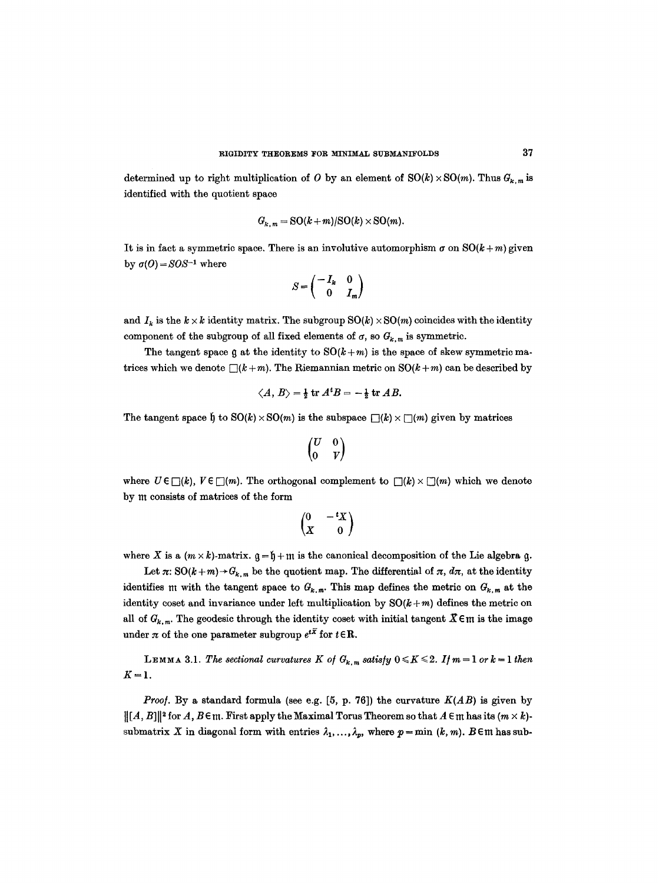determined up to right multiplication of $O$ by an element of $SO(k) \times SO(m)$. Thus $G_{k,m}$ is identified with the quotient space

$$G_{k,m} = SO(k+m)/SO(k) \times SO(m).$$

It is in fact a symmetric space. There is an involutive automorphism $\sigma$ on $SO(k+m)$ given by $\sigma(O) = SOS^{-1}$ where

$$S = \begin{pmatrix} -I_k & 0 \\ 0 & I_m \end{pmatrix}$$

and $I_k$ is the $k \times k$ identity matrix. The subgroup $SO(k) \times SO(m)$ coincides with the identity component of the subgroup of all fixed elements of $\sigma$, so $G_{k,m}$ is symmetric.

The tangent space $\mathfrak{g}$ at the identity to $SO(k+m)$ is the space of skew symmetric matrices which we denote $\square(k+m)$. The Riemannian metric on $SO(k+m)$ can be described by

$$\langle A, B \rangle = \tfrac{1}{2} \operatorname{tr} A^t B = -\tfrac{1}{2} \operatorname{tr} AB.$$

The tangent space $\mathfrak{h}$ to $SO(k) \times SO(m)$ is the subspace $\square(k) \times \square(m)$ given by matrices

$$\begin{pmatrix} U & 0 \\ 0 & V \end{pmatrix}$$

where $U \in \square(k)$, $V \in \square(m)$. The orthogonal complement to $\square(k) \times \square(m)$ which we denote by $\mathfrak{m}$ consists of matrices of the form

$$\begin{pmatrix} 0 & -{}^tX \\ X & 0 \end{pmatrix}$$

where $X$ is a $(m \times k)$-matrix. $\mathfrak{g} = \mathfrak{h} + \mathfrak{m}$ is the canonical decomposition of the Lie algebra $\mathfrak{g}$.

Let $\pi$: $SO(k+m) \to G_{k,m}$ be the quotient map. The differential of $\pi$, $d\pi$, at the identity identifies $\mathfrak{m}$ with the tangent space to $G_{k,m}$. This map defines the metric on $G_{k,m}$ at the identity coset and invariance under left multiplication by $SO(k+m)$ defines the metric on all of $G_{k,m}$. The geodesic through the identity coset with initial tangent $\bar{X} \in \mathfrak{m}$ is the image under $\pi$ of the one parameter subgroup $e^{t\bar{X}}$ for $t \in \mathbf{R}$.

LEMMA 3.1. *The sectional curvatures $K$ of $G_{k,m}$ satisfy $0 \leqslant K \leqslant 2$. If $m = 1$ or $k = 1$ then $K = 1$.*

*Proof.* By a standard formula (see e.g. [5, p. 76]) the curvature $K(AB)$ is given by $\|[A, B]\|^2$ for $A, B \in \mathfrak{m}$. First apply the Maximal Torus Theorem so that $A \in \mathfrak{m}$ has its $(m \times k)$-submatrix $X$ in diagonal form with entries $\lambda_1, \ldots, \lambda_p$, where $p = \min(k, m)$. $B \in \mathfrak{m}$ has sub-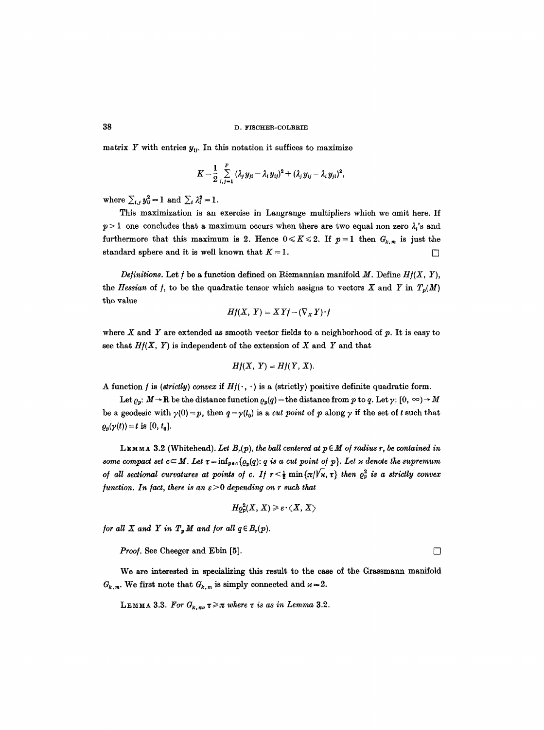matrix $Y$ with entries $y_{ij}$. In this notation it suffices to maximize

$$K = \frac{1}{2} \sum_{i,j=1}^{p} (\lambda_j y_{ji} - \lambda_i y_{ij})^2 + (\lambda_j y_{ij} - \lambda_i y_{ji})^2,$$

where $\sum_{i,j} y_{ij}^2 = 1$ and $\sum_i \lambda_i^2 = 1$.

This maximization is an exercise in Langrange multipliers which we omit here. If $p > 1$ one concludes that a maximum occurs when there are two equal non zero $\lambda_i$'s and furthermore that this maximum is 2. Hence $0 \leqslant K \leqslant 2$. If $p = 1$ then $G_{k,m}$ is just the standard sphere and it is well known that $K = 1$. □

*Definitions.* Let $f$ be a function defined on Riemannian manifold $M$. Define $Hf(X, Y)$, the *Hessian* of $f$, to be the quadratic tensor which assigns to vectors $X$ and $Y$ in $T_p(M)$ the value

$$Hf(X, Y) = XYf - (\nabla_X Y) \cdot f$$

where $X$ and $Y$ are extended as smooth vector fields to a neighborhood of $p$. It is easy to see that $Hf(X, Y)$ is independent of the extension of $X$ and $Y$ and that

$$Hf(X, Y) = Hf(Y, X).$$

A function $f$ is *(strictly) convex* if $Hf(\cdot, \cdot)$ is a (strictly) positive definite quadratic form.

Let $\varrho_p \colon M \to \mathbf{R}$ be the distance function $\varrho_p(q) =$ the distance from $p$ to $q$. Let $\gamma\colon [0, \infty) \to M$ be a geodesic with $\gamma(0) = p$, then $q = \gamma(t_0)$ is a *cut point* of $p$ along $\gamma$ if the set of $t$ such that $\varrho_p(\gamma(t)) = t$ is $[0, t_0]$.

**Lemma 3.2** (Whitehead). *Let $B_r(p)$, the ball centered at $p \in M$ of radius $r$, be contained in some compact set $c \subset M$. Let $\tau = \inf_{p \in c}\{\varrho_p(q) \colon q$ is a cut point of $p\}$. Let $\varkappa$ denote the supremum of all sectional curvatures at points of $c$. If $r < \frac{1}{2}\min\{\pi/\sqrt{\varkappa}, \tau\}$ then $\varrho_p^2$ is a strictly convex function. In fact, there is an $\varepsilon > 0$ depending on $r$ such that*

$$H\varrho_p^2(X, X) \geqslant \varepsilon \cdot \langle X, X \rangle$$

*for all $X$ and $Y$ in $T_p M$ and for all $q \in B_r(p)$.*

*Proof.* See Cheeger and Ebin [5]. □

We are interested in specializing this result to the case of the Grassmann manifold $G_{k,m}$. We first note that $G_{k,m}$ is simply connected and $\varkappa = 2$.

**Lemma 3.3.** *For $G_{k,m}$, $\tau \geqslant \pi$ where $\tau$ is as in Lemma 3.2.*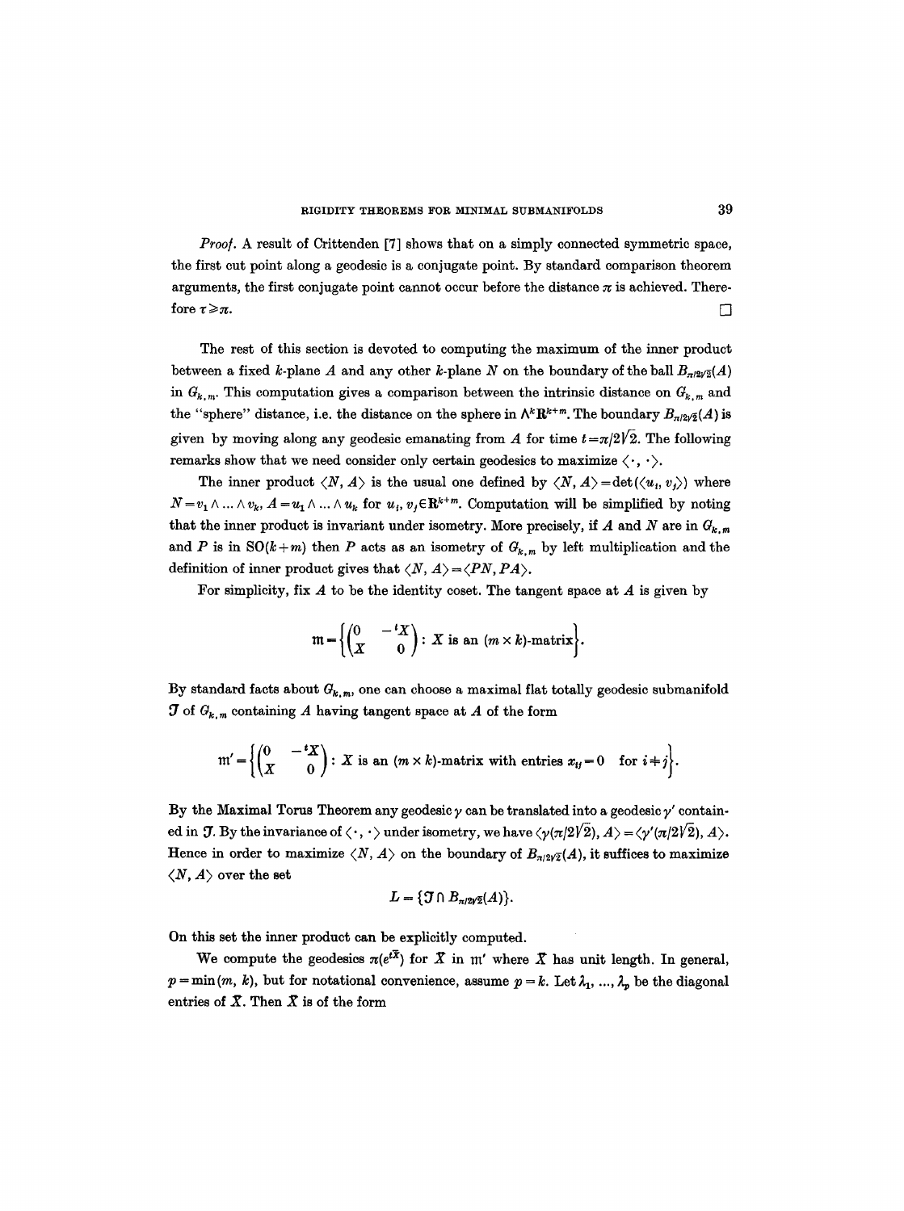*Proof.* A result of Crittenden [7] shows that on a simply connected symmetric space, the first cut point along a geodesic is a conjugate point. By standard comparison theorem arguments, the first conjugate point cannot occur before the distance $\pi$ is achieved. Therefore $\tau \geqslant \pi$. $\square$

The rest of this section is devoted to computing the maximum of the inner product between a fixed $k$-plane $A$ and any other $k$-plane $N$ on the boundary of the ball $B_{\pi/2\sqrt{2}}(A)$ in $G_{k,m}$. This computation gives a comparison between the intrinsic distance on $G_{k,m}$ and the "sphere" distance, i.e. the distance on the sphere in $\Lambda^k \mathbf{R}^{k+m}$. The boundary $B_{\pi/2\sqrt{2}}(A)$ is given by moving along any geodesic emanating from $A$ for time $t = \pi/2\sqrt{2}$. The following remarks show that we need consider only certain geodesics to maximize $\langle \cdot, \cdot \rangle$.

The inner product $\langle N, A \rangle$ is the usual one defined by $\langle N, A \rangle = \det(\langle u_i, v_j \rangle)$ where $N = v_1 \wedge \ldots \wedge v_k$, $A = u_1 \wedge \ldots \wedge u_k$ for $u_i, v_j \in \mathbf{R}^{k+m}$. Computation will be simplified by noting that the inner product is invariant under isometry. More precisely, if $A$ and $N$ are in $G_{k,m}$ and $P$ is in $\mathrm{SO}(k+m)$ then $P$ acts as an isometry of $G_{k,m}$ by left multiplication and the definition of inner product gives that $\langle N, A \rangle = \langle PN, PA \rangle$.

For simplicity, fix $A$ to be the identity coset. The tangent space at $A$ is given by

$$\mathfrak{m} = \left\{ \begin{pmatrix} 0 & -{}^tX \\ X & 0 \end{pmatrix} : X \text{ is an } (m \times k)\text{-matrix} \right\}.$$

By standard facts about $G_{k,m}$, one can choose a maximal flat totally geodesic submanifold $\mathcal{T}$ of $G_{k,m}$ containing $A$ having tangent space at $A$ of the form

$$\mathfrak{m}' = \left\{ \begin{pmatrix} 0 & -{}^tX \\ X & 0 \end{pmatrix} : X \text{ is an } (m \times k)\text{-matrix with entries } x_{ij} = 0 \quad \text{for } i \neq j \right\}.$$

By the Maximal Torus Theorem any geodesic $\gamma$ can be translated into a geodesic $\gamma'$ contained in $\mathcal{T}$. By the invariance of $\langle \cdot, \cdot \rangle$ under isometry, we have $\langle \gamma(\pi/2\sqrt{2}), A \rangle = \langle \gamma'(\pi/2\sqrt{2}), A \rangle$. Hence in order to maximize $\langle N, A \rangle$ on the boundary of $B_{\pi/2\sqrt{2}}(A)$, it suffices to maximize $\langle N, A \rangle$ over the set

$$L = \{\mathcal{T} \cap B_{\pi/2\sqrt{2}}(A)\}.$$

On this set the inner product can be explicitly computed.

We compute the geodesics $\pi(e^{t\bar{X}})$ for $\bar{X}$ in $\mathfrak{m}'$ where $\bar{X}$ has unit length. In general, $p = \min(m, k)$, but for notational convenience, assume $p = k$. Let $\lambda_1, \ldots, \lambda_p$ be the diagonal entries of $\bar{X}$. Then $\bar{X}$ is of the form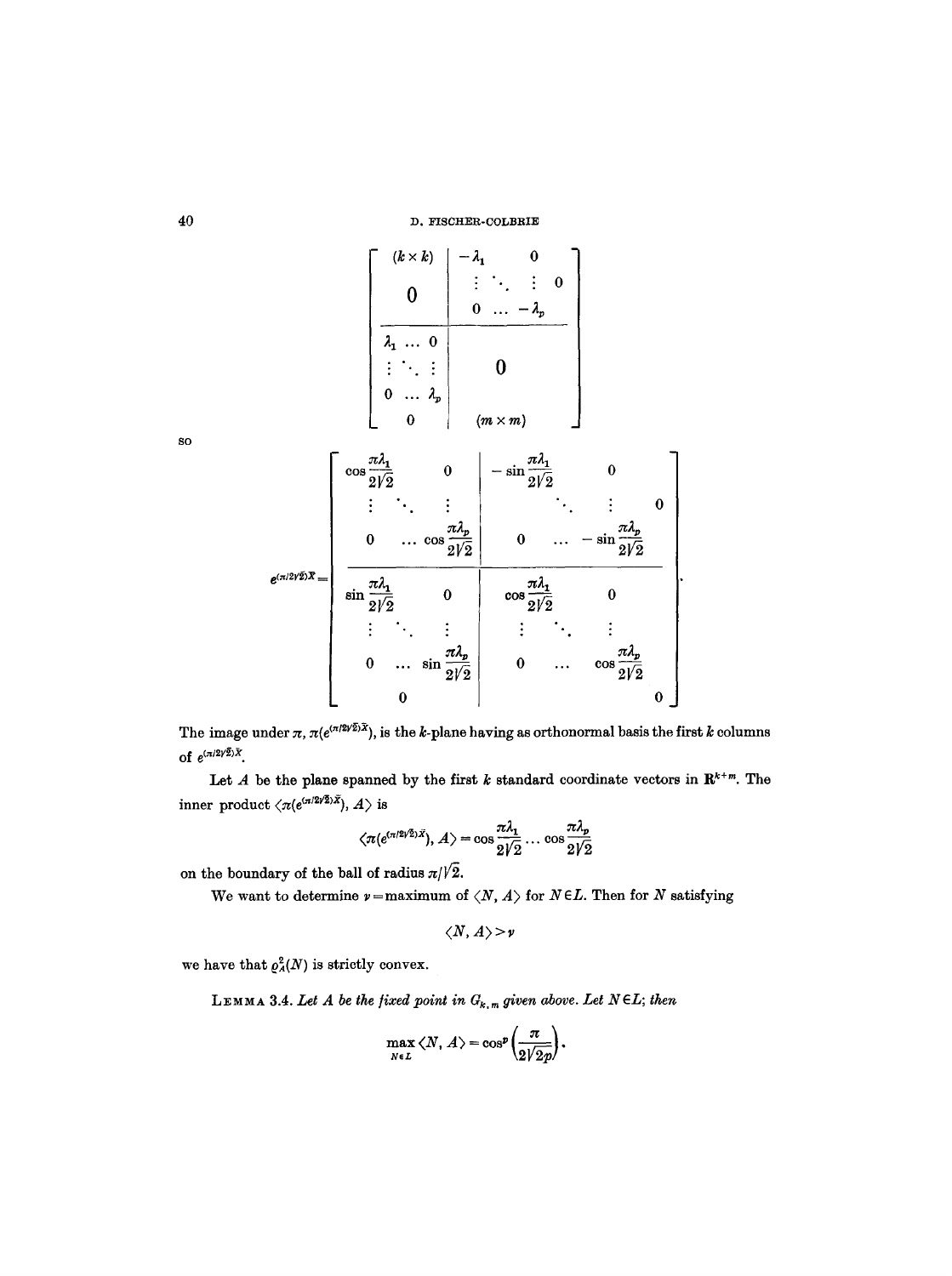$$
\begin{bmatrix}
\begin{matrix} (k\times k) \\ 0 \end{matrix} & \begin{matrix} -\lambda_1 & & 0 & \\ \vdots & \ddots & \vdots & 0 \\ 0 & \dots & -\lambda_p & \end{matrix} \\
\begin{matrix} \lambda_1 & \dots & 0 \\ \vdots & \ddots & \vdots \\ 0 & \dots & \lambda_p \\ & 0 & \end{matrix} & \begin{matrix} 0 \\ \\ (m\times m) \end{matrix}
\end{bmatrix}
$$

so

$$
e^{(\pi/2\sqrt{2})\tilde{X}} = \left[\begin{array}{ccc|cccc}
\cos\frac{\pi\lambda_1}{2\sqrt{2}} & & 0 & -\sin\frac{\pi\lambda_1}{2\sqrt{2}} & & 0 & \\
\vdots & \ddots & \vdots & & \ddots & \vdots & 0 \\
0 & \dots & \cos\frac{\pi\lambda_p}{2\sqrt{2}} & 0 & \dots & -\sin\frac{\pi\lambda_p}{2\sqrt{2}} & \\
\hline
\sin\frac{\pi\lambda_1}{2\sqrt{2}} & & 0 & \cos\frac{\pi\lambda_1}{2\sqrt{2}} & & 0 & \\
\vdots & \ddots & \vdots & \vdots & \ddots & \vdots & \\
0 & \dots & \sin\frac{\pi\lambda_p}{2\sqrt{2}} & 0 & \dots & \cos\frac{\pi\lambda_p}{2\sqrt{2}} & \\
& 0 & & & & & 0
\end{array}\right].
$$

The image under $\pi$, $\pi(e^{(\pi/2\sqrt{2})\tilde{X}})$, is the $k$-plane having as orthonormal basis the first $k$ columns of $e^{(\pi/2\sqrt{2})\tilde{X}}$.

Let $A$ be the plane spanned by the first $k$ standard coordinate vectors in $\mathbf{R}^{k+m}$. The inner product $\langle \pi(e^{(\pi/2\sqrt{2})\tilde{X}}), A\rangle$ is

$$
\langle \pi(e^{(\pi/2\sqrt{2})\tilde{X}}), A\rangle = \cos\frac{\pi\lambda_1}{2\sqrt{2}} \dots \cos\frac{\pi\lambda_p}{2\sqrt{2}}
$$

on the boundary of the ball of radius $\pi/\sqrt{2}$.

We want to determine $\nu =$ maximum of $\langle N, A\rangle$ for $N\in L$. Then for $N$ satisfying

$$
\langle N, A\rangle > \nu
$$

we have that $\varrho_A^2(N)$ is strictly convex.

**Lemma 3.4.** *Let $A$ be the fixed point in $G_{k,m}$ given above. Let $N\in L$; then*

$$
\max_{N\in L} \langle N, A\rangle = \cos^p\left(\frac{\pi}{2\sqrt{2p}}\right).
$$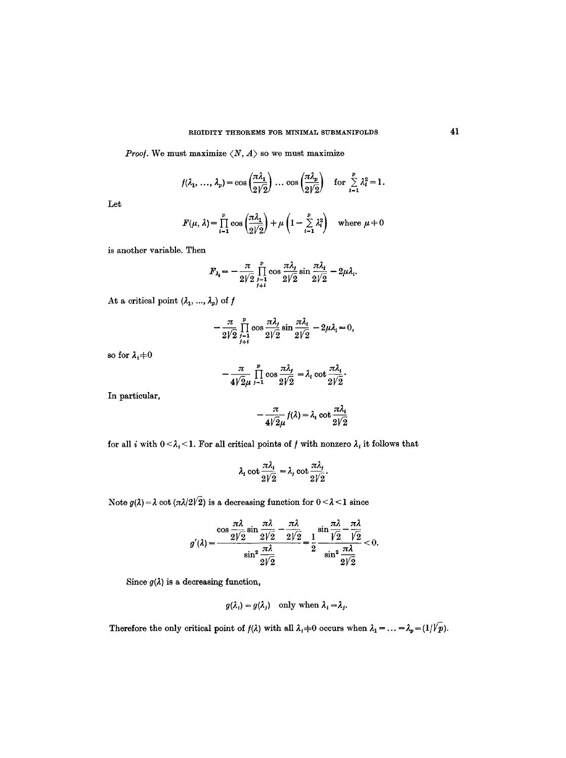*Proof.* We must maximize $\langle N, A\rangle$ so we must maximize

$$f(\lambda_1, \ldots, \lambda_p) = \cos\left(\frac{\pi\lambda_1}{2\sqrt{2}}\right) \ldots \cos\left(\frac{\pi\lambda_p}{2\sqrt{2}}\right) \quad \text{for } \sum_{i=1}^{p} \lambda_i^2 = 1.$$

Let

$$F(\mu, \lambda) = \prod_{i=1}^{p} \cos\left(\frac{\pi\lambda_i}{2\sqrt{2}}\right) + \mu\left(1 - \sum_{i=1}^{p} \lambda_i^2\right) \quad \text{where } \mu \neq 0$$

is another variable. Then

$$F_{\lambda_i} = -\frac{\pi}{2\sqrt{2}} \prod_{\substack{j=1 \\ j \neq i}}^{p} \cos\frac{\pi\lambda_j}{2\sqrt{2}} \sin\frac{\pi\lambda_i}{2\sqrt{2}} - 2\mu\lambda_i.$$

At a critical point $(\lambda_1, \ldots, \lambda_p)$ of $f$

$$-\frac{\pi}{2\sqrt{2}} \prod_{\substack{j=1 \\ j \neq i}}^{p} \cos\frac{\pi\lambda_j}{2\sqrt{2}} \sin\frac{\pi\lambda_i}{2\sqrt{2}} - 2\mu\lambda_i = 0,$$

so for $\lambda_i \neq 0$

$$-\frac{\pi}{4\sqrt{2}\mu} \prod_{j=1}^{p} \cos\frac{\pi\lambda_j}{2\sqrt{2}} = \lambda_i \cot\frac{\pi\lambda_i}{2\sqrt{2}}.$$

In particular,

$$-\frac{\pi}{4\sqrt{2}\mu} f(\lambda) = \lambda_i \cot\frac{\pi\lambda_i}{2\sqrt{2}}$$

for all $i$ with $0 < \lambda_i < 1$. For all critical points of $f$ with nonzero $\lambda_i$ it follows that

$$\lambda_i \cot\frac{\pi\lambda_i}{2\sqrt{2}} = \lambda_j \cot\frac{\pi\lambda_j}{2\sqrt{2}}.$$

Note $g(\lambda) = \lambda \cot(\pi\lambda/2\sqrt{2})$ is a decreasing function for $0 < \lambda < 1$ since

$$g'(\lambda) = \frac{\cos\dfrac{\pi\lambda}{2\sqrt{2}} \sin\dfrac{\pi\lambda}{2\sqrt{2}} - \dfrac{\pi\lambda}{2\sqrt{2}}}{\sin^2\dfrac{\pi\lambda}{2\sqrt{2}}} = \frac{1}{2} \, \frac{\sin\dfrac{\pi\lambda}{\sqrt{2}} - \dfrac{\pi\lambda}{\sqrt{2}}}{\sin^2\dfrac{\pi\lambda}{2\sqrt{2}}} < 0.$$

Since $g(\lambda)$ is a decreasing function,

$$g(\lambda_i) = g(\lambda_j) \quad \text{only when } \lambda_i = \lambda_j.$$

Therefore the only critical point of $f(\lambda)$ with all $\lambda_i \neq 0$ occurs when $\lambda_1 = \ldots = \lambda_p = (1/\sqrt{p})$.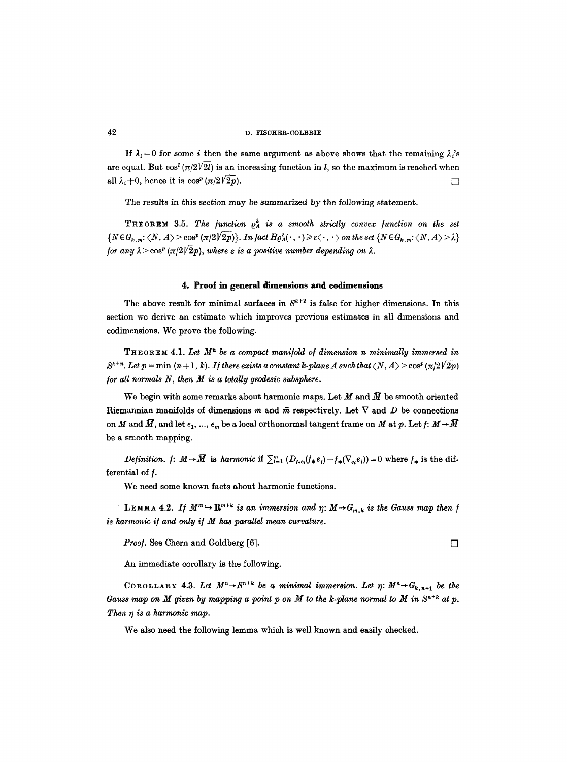If $\lambda_i = 0$ for some $i$ then the same argument as above shows that the remaining $\lambda_i$'s are equal. But $\cos^l(\pi/2\sqrt{2l})$ is an increasing function in $l$, so the maximum is reached when all $\lambda_i \neq 0$, hence it is $\cos^p(\pi/2\sqrt{2p})$. $\square$

The results in this section may be summarized by the following statement.

THEOREM 3.5. *The function $\varrho_A^2$ is a smooth strictly convex function on the set $\{N \in G_{k,m}: \langle N, A\rangle > \cos^p(\pi/2\sqrt{2p})\}$. In fact $H\varrho_A^2(\cdot,\cdot) \geq \varepsilon\langle\cdot,\cdot\rangle$ on the set $\{N \in G_{k,m}: \langle N, A\rangle > \lambda\}$ for any $\lambda > \cos^p(\pi/2\sqrt{2p})$, where $\varepsilon$ is a positive number depending on $\lambda$.*

## 4. Proof in general dimensions and codimensions

The above result for minimal surfaces in $S^{k+2}$ is false for higher dimensions. In this section we derive an estimate which improves previous estimates in all dimensions and codimensions. We prove the following.

THEOREM 4.1. *Let $M^n$ be a compact manifold of dimension $n$ minimally immersed in $S^{k+n}$. Let $p = \min(n+1, k)$. If there exists a constant $k$-plane $A$ such that $\langle N, A\rangle > \cos^p(\pi/2\sqrt{2p})$ for all normals $N$, then $M$ is a totally geodesic subsphere.*

We begin with some remarks about harmonic maps. Let $M$ and $\bar{M}$ be smooth oriented Riemannian manifolds of dimensions $m$ and $\bar{m}$ respectively. Let $\nabla$ and $D$ be connections on $M$ and $\bar{M}$, and let $e_1, \ldots, e_m$ be a local orthonormal tangent frame on $M$ at $p$. Let $f: M \to \bar{M}$ be a smooth mapping.

*Definition.* $f: M \to \bar{M}$ is *harmonic* if $\sum_{i=1}^m (D_{f_*e_i}(f_*e_i) - f_*(\nabla_{e_i}e_i)) = 0$ where $f_*$ is the differential of $f$.

We need some known facts about harmonic functions.

LEMMA 4.2. *If $M^m \hookrightarrow \mathbf{R}^{m+k}$ is an immersion and $\eta: M \to G_{m,k}$ is the Gauss map then $f$ is harmonic if and only if $M$ has parallel mean curvature.*

*Proof.* See Chern and Goldberg [6]. $\square$

An immediate corollary is the following.

COROLLARY 4.3. *Let $M^n \to S^{n+k}$ be a minimal immersion. Let $\eta: M^n \to G_{k,n+1}$ be the Gauss map on $M$ given by mapping a point $p$ on $M$ to the $k$-plane normal to $M$ in $S^{n+k}$ at $p$. Then $\eta$ is a harmonic map.*

We also need the following lemma which is well known and easily checked.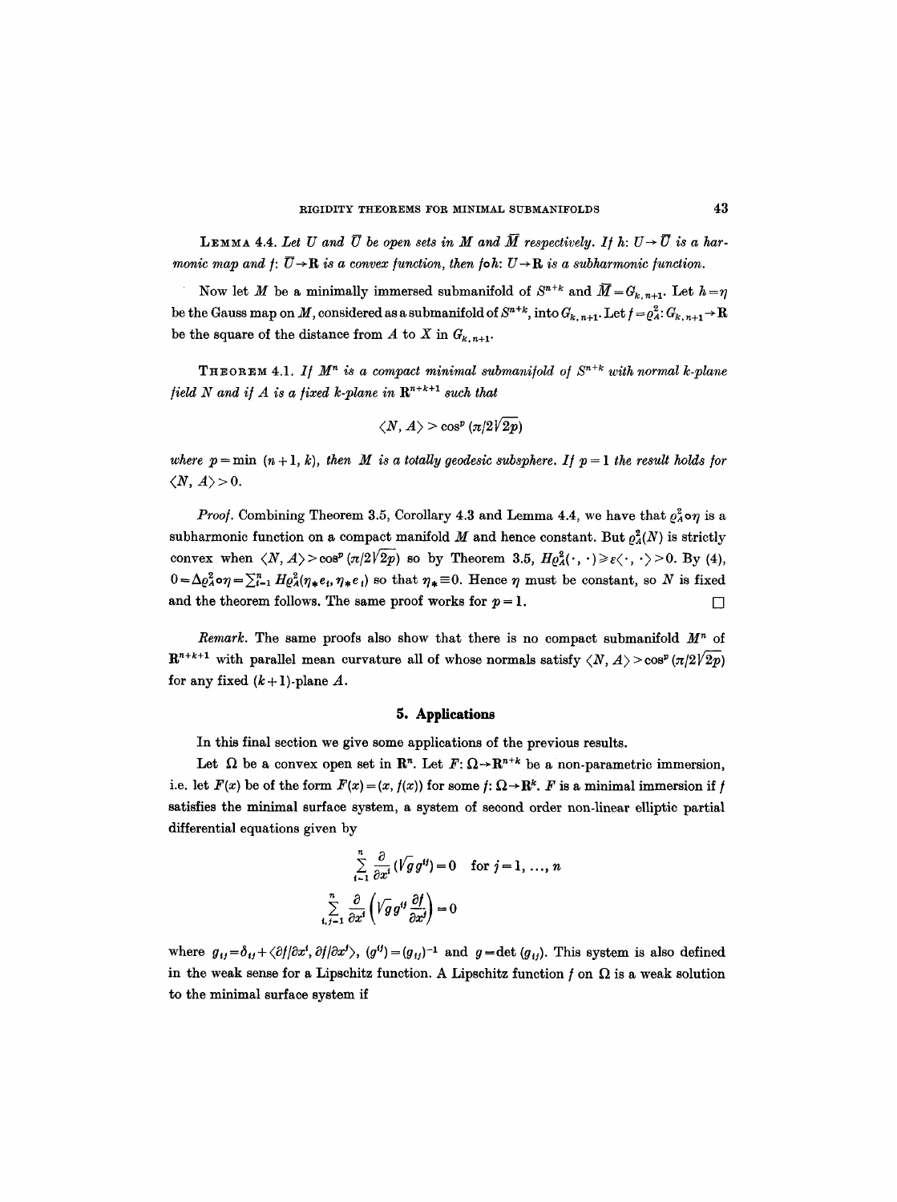**Lemma 4.4.** *Let $U$ and $\bar{U}$ be open sets in $M$ and $\bar{M}$ respectively. If $h: U \to \bar{U}$ is a harmonic map and $f: \bar{U} \to \mathbf{R}$ is a convex function, then $f \circ h: U \to \mathbf{R}$ is a subharmonic function.*

Now let $M$ be a minimally immersed submanifold of $S^{n+k}$ and $\bar{M} = G_{k,n+1}$. Let $h = \eta$ be the Gauss map on $M$, considered as a submanifold of $S^{n+k}$, into $G_{k,n+1}$. Let $f = \varrho_A^2: G_{k,n+1} \to \mathbf{R}$ be the square of the distance from $A$ to $X$ in $G_{k,n+1}$.

**Theorem 4.1.** *If $M^n$ is a compact minimal submanifold of $S^{n+k}$ with normal $k$-plane field $N$ and if $A$ is a fixed $k$-plane in $\mathbf{R}^{n+k+1}$ such that*

$$\langle N, A \rangle > \cos^p (\pi/2\sqrt{2p})$$

*where $p = \min (n+1, k)$, then $M$ is a totally geodesic subsphere. If $p = 1$ the result holds for $\langle N, A \rangle > 0$.*

*Proof.* Combining Theorem 3.5, Corollary 4.3 and Lemma 4.4, we have that $\varrho_A^2 \circ \eta$ is a subharmonic function on a compact manifold $M$ and hence constant. But $\varrho_A^2(N)$ is strictly convex when $\langle N, A \rangle > \cos^p (\pi/2\sqrt{2p})$ so by Theorem 3.5, $H\varrho_A^2(\cdot, \cdot) \geq \varepsilon \langle \cdot, \cdot \rangle > 0$. By (4), $0 = \Delta \varrho_A^2 \circ \eta = \sum_{i=1}^n H\varrho_A^2(\eta_* e_i, \eta_* e_i)$ so that $\eta_* \equiv 0$. Hence $\eta$ must be constant, so $N$ is fixed and the theorem follows. The same proof works for $p = 1$. □

*Remark.* The same proofs also show that there is no compact submanifold $M^n$ of $\mathbf{R}^{n+k+1}$ with parallel mean curvature all of whose normals satisfy $\langle N, A \rangle > \cos^p (\pi/2\sqrt{2p})$ for any fixed $(k+1)$-plane $A$.

## 5. Applications

In this final section we give some applications of the previous results.

Let $\Omega$ be a convex open set in $\mathbf{R}^n$. Let $F: \Omega \to \mathbf{R}^{n+k}$ be a non-parametric immersion, i.e. let $F(x)$ be of the form $F(x) = (x, f(x))$ for some $f: \Omega \to \mathbf{R}^k$. $F$ is a minimal immersion if $f$ satisfies the minimal surface system, a system of second order non-linear elliptic partial differential equations given by

$$\sum_{i=1}^n \frac{\partial}{\partial x^i} (\sqrt{g}\, g^{ij}) = 0 \quad \text{for } j = 1, \ldots, n$$

$$\sum_{i,j=1}^n \frac{\partial}{\partial x^i} \left( \sqrt{g}\, g^{ij} \frac{\partial f}{\partial x^j} \right) = 0$$

where $g_{ij} = \delta_{ij} + \langle \partial f/\partial x^i, \partial f/\partial x^j \rangle$, $(g^{ij}) = (g_{ij})^{-1}$ and $g = \det (g_{ij})$. This system is also defined in the weak sense for a Lipschitz function. A Lipschitz function $f$ on $\Omega$ is a weak solution to the minimal surface system if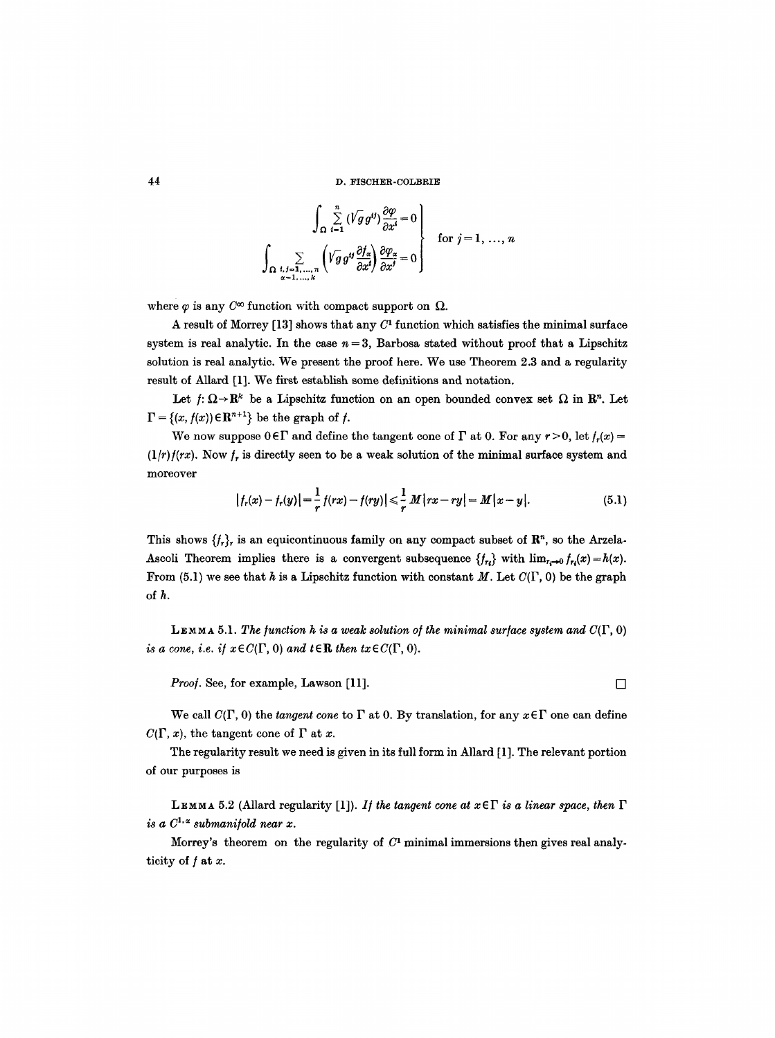$$\left.\begin{aligned}\int_\Omega \sum_{i=1}^{n} (\sqrt{g}\, g^{ij}) \frac{\partial \varphi}{\partial x^i} = 0 \\ \int_\Omega \sum_{\substack{i,j=1,\ldots,n \\ \alpha=1,\ldots,k}} \left(\sqrt{g}\, g^{ij} \frac{\partial f_\alpha}{\partial x^i}\right) \frac{\partial \varphi_\alpha}{\partial x^j} = 0\end{aligned}\right\} \quad \text{for } j=1, \ldots, n$$

where $\varphi$ is any $C^\infty$ function with compact support on $\Omega$.

A result of Morrey [13] shows that any $C^1$ function which satisfies the minimal surface system is real analytic. In the case $n=3$, Barbosa stated without proof that a Lipschitz solution is real analytic. We present the proof here. We use Theorem 2.3 and a regularity result of Allard [1]. We first establish some definitions and notation.

Let $f: \Omega \to \mathbf{R}^k$ be a Lipschitz function on an open bounded convex set $\Omega$ in $\mathbf{R}^n$. Let $\Gamma = \{(x, f(x)) \in \mathbf{R}^{n+1}\}$ be the graph of $f$.

We now suppose $0 \in \Gamma$ and define the tangent cone of $\Gamma$ at 0. For any $r>0$, let $f_r(x) = (1/r) f(rx)$. Now $f_r$ is directly seen to be a weak solution of the minimal surface system and moreover

$$|f_r(x) - f_r(y)| = \frac{1}{r} f(rx) - f(ry)| \leqslant \frac{1}{r} M |rx - ry| = M|x-y|. \tag{5.1}$$

This shows $\{f_r\}_r$ is an equicontinuous family on any compact subset of $\mathbf{R}^n$, so the Arzela-Ascoli Theorem implies there is a convergent subsequence $\{f_{r_i}\}$ with $\lim_{r_i \to 0} f_{r_i}(x) = h(x)$. From (5.1) we see that $h$ is a Lipschitz function with constant $M$. Let $C(\Gamma, 0)$ be the graph of $h$.

LEMMA 5.1. *The function $h$ is a weak solution of the minimal surface system and $C(\Gamma, 0)$ is a cone, i.e. if $x \in C(\Gamma, 0)$ and $t \in \mathbf{R}$ then $tx \in C(\Gamma, 0)$.*

*Proof.* See, for example, Lawson [11]. □

We call $C(\Gamma, 0)$ the *tangent cone* to $\Gamma$ at 0. By translation, for any $x \in \Gamma$ one can define $C(\Gamma, x)$, the tangent cone of $\Gamma$ at $x$.

The regularity result we need is given in its full form in Allard [1]. The relevant portion of our purposes is

LEMMA 5.2 (Allard regularity [1]). *If the tangent cone at $x \in \Gamma$ is a linear space, then $\Gamma$ is a $C^{1,\alpha}$ submanifold near $x$.*

Morrey's theorem on the regularity of $C^1$ minimal immersions then gives real analyticity of $f$ at $x$.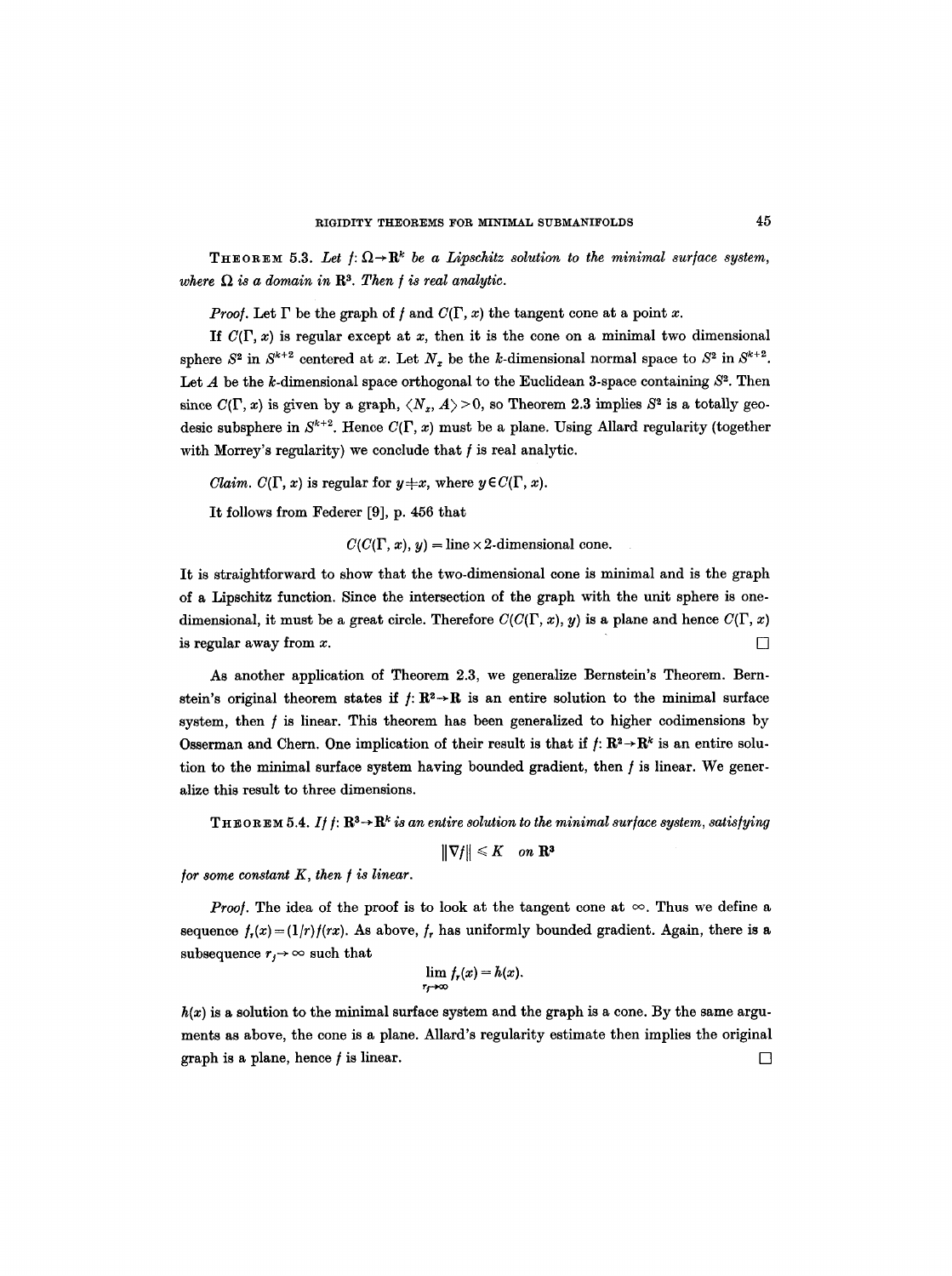**Theorem 5.3.** *Let $f:\Omega\to\mathbf{R}^k$ be a Lipschitz solution to the minimal surface system, where $\Omega$ is a domain in $\mathbf{R}^3$. Then $f$ is real analytic.*

*Proof.* Let $\Gamma$ be the graph of $f$ and $C(\Gamma, x)$ the tangent cone at a point $x$.

If $C(\Gamma, x)$ is regular except at $x$, then it is the cone on a minimal two dimensional sphere $S^2$ in $S^{k+2}$ centered at $x$. Let $N_x$ be the $k$-dimensional normal space to $S^2$ in $S^{k+2}$. Let $A$ be the $k$-dimensional space orthogonal to the Euclidean 3-space containing $S^2$. Then since $C(\Gamma, x)$ is given by a graph, $\langle N_x, A\rangle > 0$, so Theorem 2.3 implies $S^2$ is a totally geodesic subsphere in $S^{k+2}$. Hence $C(\Gamma, x)$ must be a plane. Using Allard regularity (together with Morrey's regularity) we conclude that $f$ is real analytic.

*Claim.* $C(\Gamma, x)$ is regular for $y \neq x$, where $y \in C(\Gamma, x)$.

It follows from Federer [9], p. 456 that

$$C(C(\Gamma, x), y) = \text{line} \times 2\text{-dimensional cone}.$$

It is straightforward to show that the two-dimensional cone is minimal and is the graph of a Lipschitz function. Since the intersection of the graph with the unit sphere is one-dimensional, it must be a great circle. Therefore $C(C(\Gamma, x), y)$ is a plane and hence $C(\Gamma, x)$ is regular away from $x$. $\square$

As another application of Theorem 2.3, we generalize Bernstein's Theorem. Bernstein's original theorem states if $f:\mathbf{R}^2\to\mathbf{R}$ is an entire solution to the minimal surface system, then $f$ is linear. This theorem has been generalized to higher codimensions by Osserman and Chern. One implication of their result is that if $f:\mathbf{R}^2\to\mathbf{R}^k$ is an entire solution to the minimal surface system having bounded gradient, then $f$ is linear. We generalize this result to three dimensions.

**Theorem 5.4.** *If $f:\mathbf{R}^3\to\mathbf{R}^k$ is an entire solution to the minimal surface system, satisfying*

$$\|\nabla f\| \leqslant K \quad \text{on } \mathbf{R}^3$$

*for some constant $K$, then $f$ is linear.*

*Proof.* The idea of the proof is to look at the tangent cone at $\infty$. Thus we define a sequence $f_r(x) = (1/r)f(rx)$. As above, $f_r$ has uniformly bounded gradient. Again, there is a subsequence $r_j\to\infty$ such that

$$\lim_{r_j\to\infty} f_r(x) = h(x).$$

$h(x)$ is a solution to the minimal surface system and the graph is a cone. By the same arguments as above, the cone is a plane. Allard's regularity estimate then implies the original graph is a plane, hence $f$ is linear. $\square$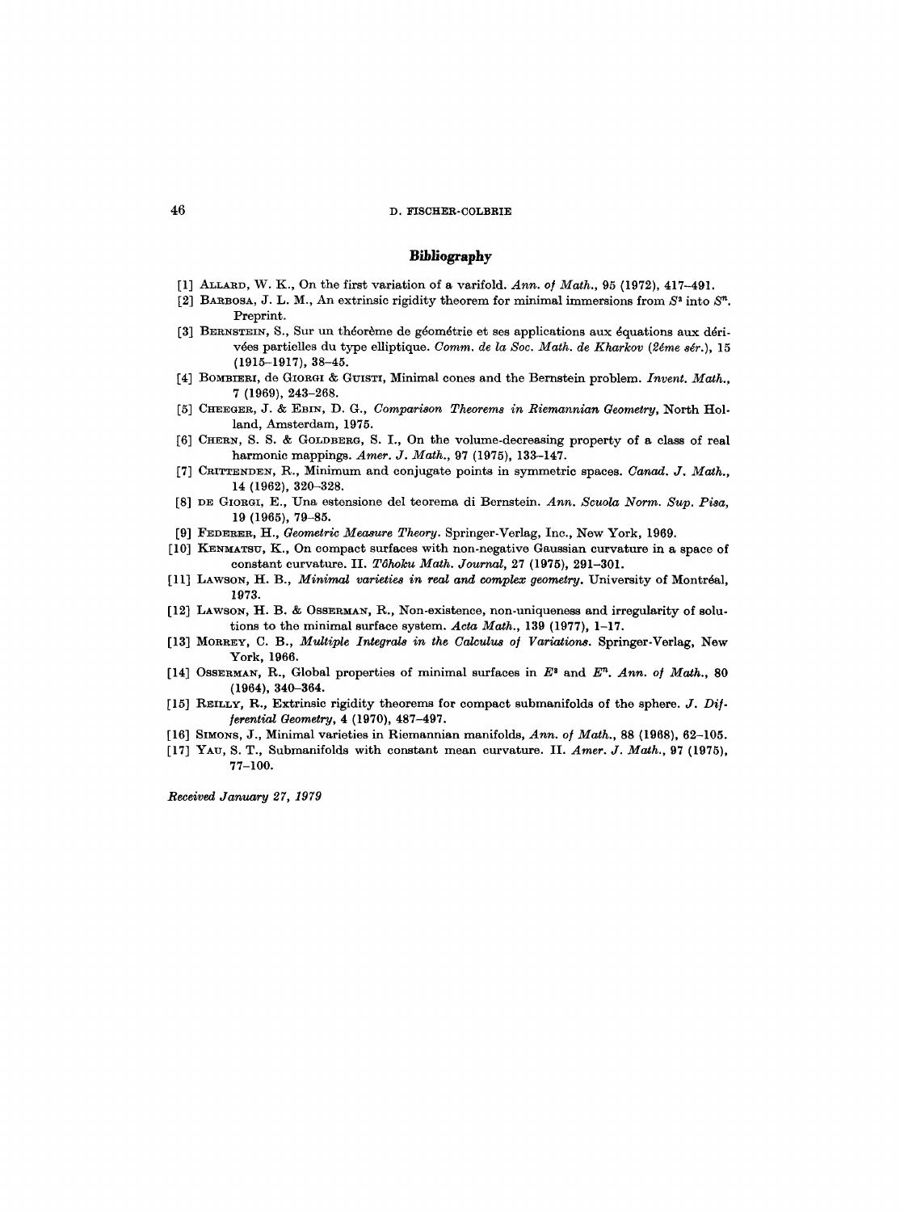## Bibliography

[1] Allard, W. K., On the first variation of a varifold. *Ann. of Math.*, 95 (1972), 417–491.

[2] Barbosa, J. L. M., An extrinsic rigidity theorem for minimal immersions from $S^2$ into $S^n$. Preprint.

[3] Bernstein, S., Sur un théorème de géométrie et ses applications aux équations aux dérivées partielles du type elliptique. *Comm. de la Soc. Math. de Kharkov (2ème sér.)*, 15 (1915–1917), 38–45.

[4] Bombieri, de Giorgi & Guisti, Minimal cones and the Bernstein problem. *Invent. Math.*, 7 (1969), 243–268.

[5] Cheeger, J. & Ebin, D. G., *Comparison Theorems in Riemannian Geometry*, North Holland, Amsterdam, 1975.

[6] Chern, S. S. & Goldberg, S. I., On the volume-decreasing property of a class of real harmonic mappings. *Amer. J. Math.*, 97 (1975), 133–147.

[7] Crittenden, R., Minimum and conjugate points in symmetric spaces. *Canad. J. Math.*, 14 (1962), 320–328.

[8] de Giorgi, E., Una estensione del teorema di Bernstein. *Ann. Scuola Norm. Sup. Pisa*, 19 (1965), 79–85.

[9] Federer, H., *Geometric Measure Theory*. Springer-Verlag, Inc., New York, 1969.

[10] Kenmatsu, K., On compact surfaces with non-negative Gaussian curvature in a space of constant curvature. II. *Tôhoku Math. Journal*, 27 (1975), 291–301.

[11] Lawson, H. B., *Minimal varieties in real and complex geometry*. University of Montréal, 1973.

[12] Lawson, H. B. & Osserman, R., Non-existence, non-uniqueness and irregularity of solutions to the minimal surface system. *Acta Math.*, 139 (1977), 1–17.

[13] Morrey, C. B., *Multiple Integrals in the Calculus of Variations*. Springer-Verlag, New York, 1966.

[14] Osserman, R., Global properties of minimal surfaces in $E^3$ and $E^n$. *Ann. of Math.*, 80 (1964), 340–364.

[15] Reilly, R., Extrinsic rigidity theorems for compact submanifolds of the sphere. *J. Differential Geometry*, 4 (1970), 487–497.

[16] Simons, J., Minimal varieties in Riemannian manifolds, *Ann. of Math.*, 88 (1968), 62–105.

[17] Yau, S. T., Submanifolds with constant mean curvature. II. *Amer. J. Math.*, 97 (1975), 77–100.

*Received January 27, 1979*